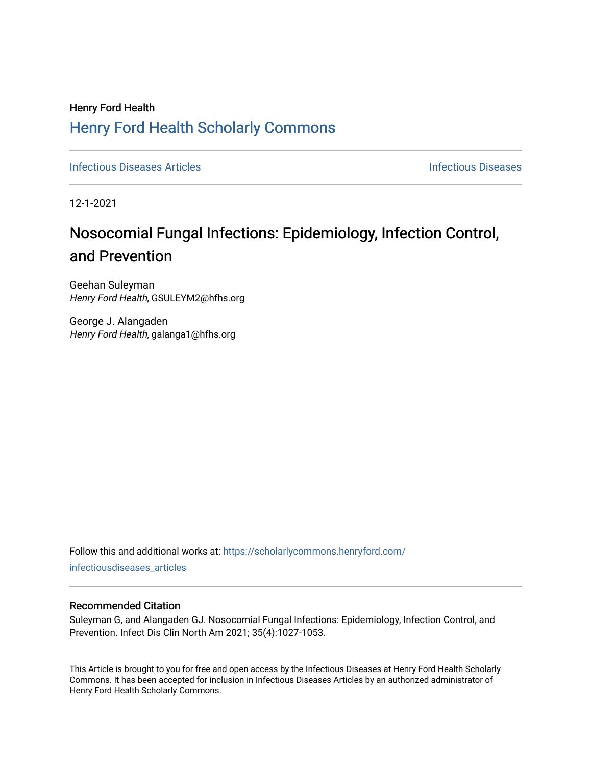Henry Ford Health

# Henry Ford Health Scholarly Commons

Infectious Diseases Articles | Infectious Diseases

12-1-2021

## Nosocomial Fungal Infections: Epidemiology, Infection Control, and Prevention

Geehan Suleyman
*Henry Ford Health*, GSULEYM2@hfhs.org

George J. Alangaden
*Henry Ford Health*, galanga1@hfhs.org

Follow this and additional works at: https://scholarlycommons.henryford.com/infectiousdiseases_articles

### Recommended Citation

Suleyman G, and Alangaden GJ. Nosocomial Fungal Infections: Epidemiology, Infection Control, and Prevention. Infect Dis Clin North Am 2021; 35(4):1027-1053.

This Article is brought to you for free and open access by the Infectious Diseases at Henry Ford Health Scholarly Commons. It has been accepted for inclusion in Infectious Diseases Articles by an authorized administrator of Henry Ford Health Scholarly Commons.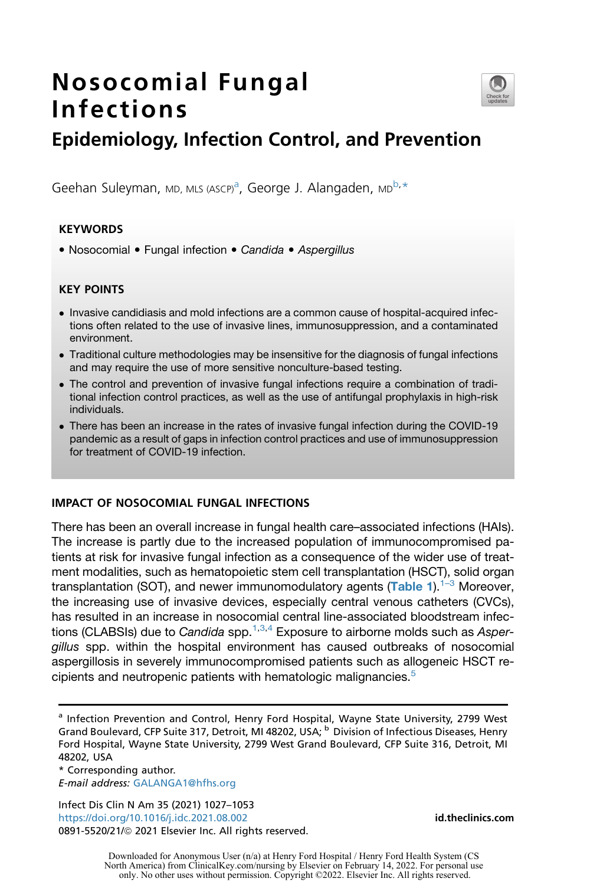# Nosocomial Fungal Infections

## Epidemiology, Infection Control, and Prevention

Geehan Suleyman, MD, MLS (ASCP)[a], George J. Alangaden, MD[b,*]

### KEYWORDS

• Nosocomial • Fungal infection • *Candida* • *Aspergillus*

### KEY POINTS

- Invasive candidiasis and mold infections are a common cause of hospital-acquired infections often related to the use of invasive lines, immunosuppression, and a contaminated environment.
- Traditional culture methodologies may be insensitive for the diagnosis of fungal infections and may require the use of more sensitive nonculture-based testing.
- The control and prevention of invasive fungal infections require a combination of traditional infection control practices, as well as the use of antifungal prophylaxis in high-risk individuals.
- There has been an increase in the rates of invasive fungal infection during the COVID-19 pandemic as a result of gaps in infection control practices and use of immunosuppression for treatment of COVID-19 infection.

## IMPACT OF NOSOCOMIAL FUNGAL INFECTIONS

There has been an overall increase in fungal health care–associated infections (HAIs). The increase is partly due to the increased population of immunocompromised patients at risk for invasive fungal infection as a consequence of the wider use of treatment modalities, such as hematopoietic stem cell transplantation (HSCT), solid organ transplantation (SOT), and newer immunomodulatory agents (**Table 1**).[1–3] Moreover, the increasing use of invasive devices, especially central venous catheters (CVCs), has resulted in an increase in nosocomial central line-associated bloodstream infections (CLABSIs) due to *Candida* spp.[1,3,4] Exposure to airborne molds such as *Aspergillus* spp. within the hospital environment has caused outbreaks of nosocomial aspergillosis in severely immunocompromised patients such as allogeneic HSCT recipients and neutropenic patients with hematologic malignancies.[5]

---

[a] Infection Prevention and Control, Henry Ford Hospital, Wayne State University, 2799 West Grand Boulevard, CFP Suite 317, Detroit, MI 48202, USA; [b] Division of Infectious Diseases, Henry Ford Hospital, Wayne State University, 2799 West Grand Boulevard, CFP Suite 316, Detroit, MI 48202, USA

\* Corresponding author.

*E-mail address:* GALANGA1@hfhs.org

https://doi.org/10.1016/j.idc.2021.08.002

0891-5520/21/© 2021 Elsevier Inc. All rights reserved.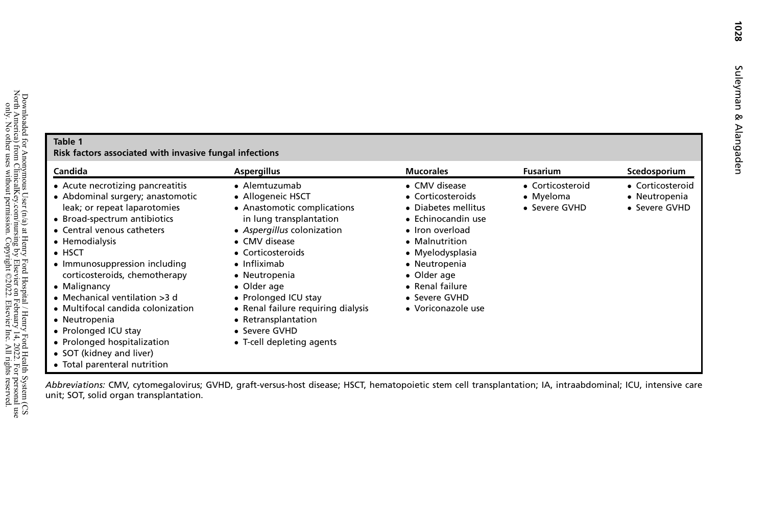**Table 1**
**Risk factors associated with invasive fungal infections**

| Candida | Aspergillus | Mucorales | Fusarium | Scedosporium |
|---|---|---|---|---|
| • Acute necrotizing pancreatitis<br>• Abdominal surgery; anastomotic leak; or repeat laparotomies<br>• Broad-spectrum antibiotics<br>• Central venous catheters<br>• Hemodialysis<br>• HSCT<br>• Immunosuppression including corticosteroids, chemotherapy<br>• Malignancy<br>• Mechanical ventilation >3 d<br>• Multifocal candida colonization<br>• Neutropenia<br>• Prolonged ICU stay<br>• Prolonged hospitalization<br>• SOT (kidney and liver)<br>• Total parenteral nutrition | • Alemtuzumab<br>• Allogeneic HSCT<br>• Anastomotic complications in lung transplantation<br>• *Aspergillus* colonization<br>• CMV disease<br>• Corticosteroids<br>• Infliximab<br>• Neutropenia<br>• Older age<br>• Prolonged ICU stay<br>• Renal failure requiring dialysis<br>• Retransplantation<br>• Severe GVHD<br>• T-cell depleting agents | • CMV disease<br>• Corticosteroids<br>• Diabetes mellitus<br>• Echinocandin use<br>• Iron overload<br>• Malnutrition<br>• Myelodysplasia<br>• Neutropenia<br>• Older age<br>• Renal failure<br>• Severe GVHD<br>• Voriconazole use | • Corticosteroid<br>• Myeloma<br>• Severe GVHD | • Corticosteroid<br>• Neutropenia<br>• Severe GVHD |

*Abbreviations:* CMV, cytomegalovirus; GVHD, graft-versus-host disease; HSCT, hematopoietic stem cell transplantation; IA, intraabdominal; ICU, intensive care unit; SOT, solid organ transplantation.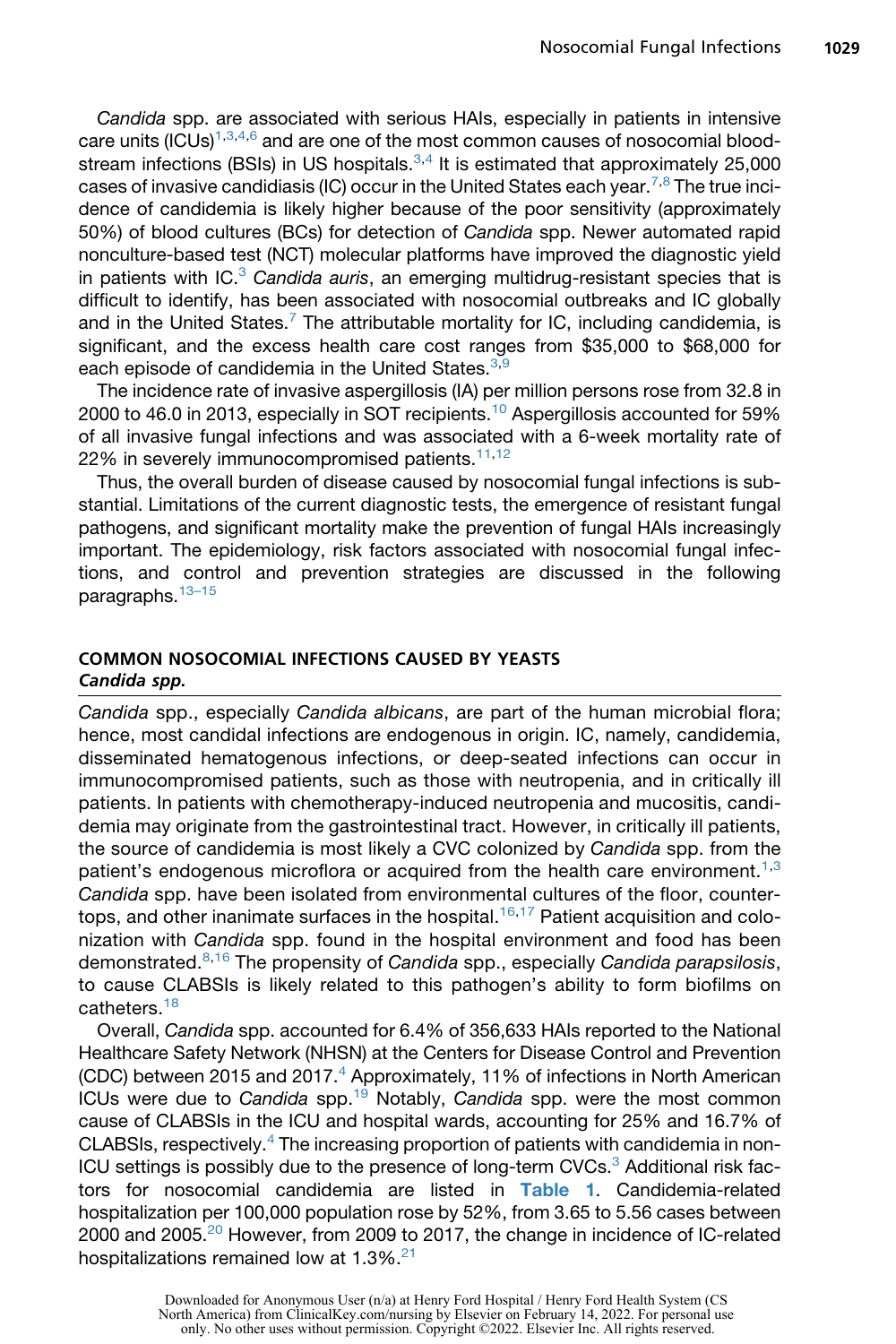*Candida* spp. are associated with serious HAIs, especially in patients in intensive care units (ICUs)[1,3,4,6] and are one of the most common causes of nosocomial bloodstream infections (BSIs) in US hospitals.[3,4] It is estimated that approximately 25,000 cases of invasive candidiasis (IC) occur in the United States each year.[7,8] The true incidence of candidemia is likely higher because of the poor sensitivity (approximately 50%) of blood cultures (BCs) for detection of *Candida* spp. Newer automated rapid nonculture-based test (NCT) molecular platforms have improved the diagnostic yield in patients with IC.[3] *Candida auris*, an emerging multidrug-resistant species that is difficult to identify, has been associated with nosocomial outbreaks and IC globally and in the United States.[7] The attributable mortality for IC, including candidemia, is significant, and the excess health care cost ranges from $35,000 to $68,000 for each episode of candidemia in the United States.[3,9]

The incidence rate of invasive aspergillosis (IA) per million persons rose from 32.8 in 2000 to 46.0 in 2013, especially in SOT recipients.[10] Aspergillosis accounted for 59% of all invasive fungal infections and was associated with a 6-week mortality rate of 22% in severely immunocompromised patients.[11,12]

Thus, the overall burden of disease caused by nosocomial fungal infections is substantial. Limitations of the current diagnostic tests, the emergence of resistant fungal pathogens, and significant mortality make the prevention of fungal HAIs increasingly important. The epidemiology, risk factors associated with nosocomial fungal infections, and control and prevention strategies are discussed in the following paragraphs.[13–15]

## COMMON NOSOCOMIAL INFECTIONS CAUSED BY YEASTS

### *Candida spp.*

*Candida* spp., especially *Candida albicans*, are part of the human microbial flora; hence, most candidal infections are endogenous in origin. IC, namely, candidemia, disseminated hematogenous infections, or deep-seated infections can occur in immunocompromised patients, such as those with neutropenia, and in critically ill patients. In patients with chemotherapy-induced neutropenia and mucositis, candidemia may originate from the gastrointestinal tract. However, in critically ill patients, the source of candidemia is most likely a CVC colonized by *Candida* spp. from the patient's endogenous microflora or acquired from the health care environment.[1,3] *Candida* spp. have been isolated from environmental cultures of the floor, countertops, and other inanimate surfaces in the hospital.[16,17] Patient acquisition and colonization with *Candida* spp. found in the hospital environment and food has been demonstrated.[8,16] The propensity of *Candida* spp., especially *Candida parapsilosis*, to cause CLABSIs is likely related to this pathogen's ability to form biofilms on catheters.[18]

Overall, *Candida* spp. accounted for 6.4% of 356,633 HAIs reported to the National Healthcare Safety Network (NHSN) at the Centers for Disease Control and Prevention (CDC) between 2015 and 2017.[4] Approximately, 11% of infections in North American ICUs were due to *Candida* spp.[19] Notably, *Candida* spp. were the most common cause of CLABSIs in the ICU and hospital wards, accounting for 25% and 16.7% of CLABSIs, respectively.[4] The increasing proportion of patients with candidemia in non-ICU settings is possibly due to the presence of long-term CVCs.[3] Additional risk factors for nosocomial candidemia are listed in **Table 1**. Candidemia-related hospitalization per 100,000 population rose by 52%, from 3.65 to 5.56 cases between 2000 and 2005.[20] However, from 2009 to 2017, the change in incidence of IC-related hospitalizations remained low at 1.3%.[21]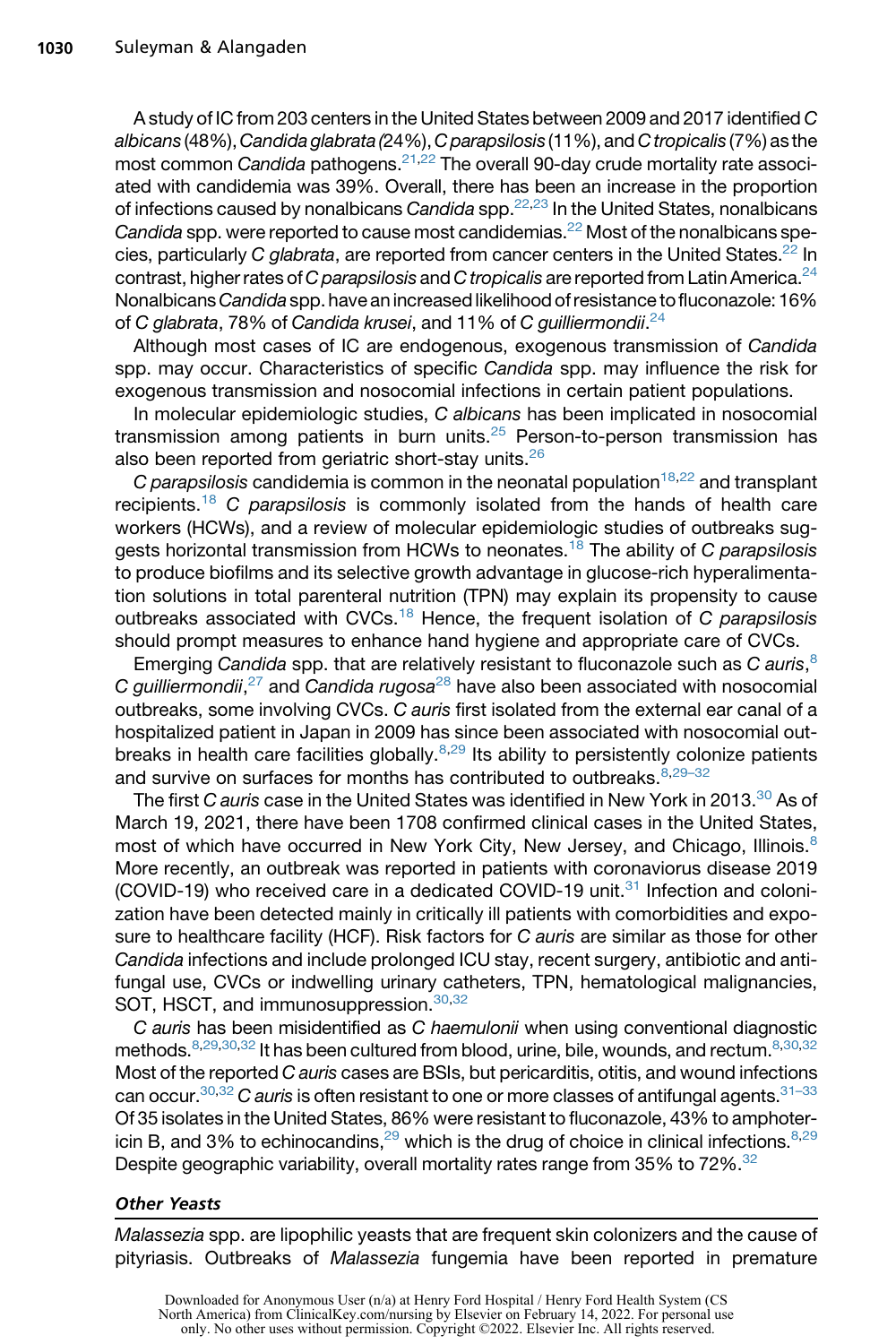A study of IC from 203 centers in the United States between 2009 and 2017 identified *C albicans* (48%), *Candida glabrata (*24%), *C parapsilosis* (11%), and *C tropicalis* (7%) as the most common *Candida* pathogens.[21,22] The overall 90-day crude mortality rate associated with candidemia was 39%. Overall, there has been an increase in the proportion of infections caused by nonalbicans *Candida* spp.[22,23] In the United States, nonalbicans *Candida* spp. were reported to cause most candidemias.[22] Most of the nonalbicans species, particularly *C glabrata*, are reported from cancer centers in the United States.[22] In contrast, higher rates of *C parapsilosis* and *C tropicalis* are reported from Latin America.[24] Nonalbicans *Candida* spp. have an increased likelihood of resistance to fluconazole: 16% of *C glabrata*, 78% of *Candida krusei*, and 11% of *C guilliermondii*.[24]

Although most cases of IC are endogenous, exogenous transmission of *Candida* spp. may occur. Characteristics of specific *Candida* spp. may influence the risk for exogenous transmission and nosocomial infections in certain patient populations.

In molecular epidemiologic studies, *C albicans* has been implicated in nosocomial transmission among patients in burn units.[25] Person-to-person transmission has also been reported from geriatric short-stay units.[26]

*C parapsilosis* candidemia is common in the neonatal population[18,22] and transplant recipients.[18] *C parapsilosis* is commonly isolated from the hands of health care workers (HCWs), and a review of molecular epidemiologic studies of outbreaks suggests horizontal transmission from HCWs to neonates.[18] The ability of *C parapsilosis* to produce biofilms and its selective growth advantage in glucose-rich hyperalimentation solutions in total parenteral nutrition (TPN) may explain its propensity to cause outbreaks associated with CVCs.[18] Hence, the frequent isolation of *C parapsilosis* should prompt measures to enhance hand hygiene and appropriate care of CVCs.

Emerging *Candida* spp. that are relatively resistant to fluconazole such as *C auris*,[8] *C guilliermondii*,[27] and *Candida rugosa*[28] have also been associated with nosocomial outbreaks, some involving CVCs. *C auris* first isolated from the external ear canal of a hospitalized patient in Japan in 2009 has since been associated with nosocomial outbreaks in health care facilities globally.[8,29] Its ability to persistently colonize patients and survive on surfaces for months has contributed to outbreaks.[8,29–32]

The first *C auris* case in the United States was identified in New York in 2013.[30] As of March 19, 2021, there have been 1708 confirmed clinical cases in the United States, most of which have occurred in New York City, New Jersey, and Chicago, Illinois.[8] More recently, an outbreak was reported in patients with coronaviorus disease 2019 (COVID-19) who received care in a dedicated COVID-19 unit.[31] Infection and colonization have been detected mainly in critically ill patients with comorbidities and exposure to healthcare facility (HCF). Risk factors for *C auris* are similar as those for other *Candida* infections and include prolonged ICU stay, recent surgery, antibiotic and antifungal use, CVCs or indwelling urinary catheters, TPN, hematological malignancies, SOT, HSCT, and immunosuppression.[30,32]

*C auris* has been misidentified as *C haemulonii* when using conventional diagnostic methods.[8,29,30,32] It has been cultured from blood, urine, bile, wounds, and rectum.[8,30,32] Most of the reported *C auris* cases are BSIs, but pericarditis, otitis, and wound infections can occur.[30,32] *C auris* is often resistant to one or more classes of antifungal agents.[31–33] Of 35 isolates in the United States, 86% were resistant to fluconazole, 43% to amphotericin B, and 3% to echinocandins,[29] which is the drug of choice in clinical infections.[8,29] Despite geographic variability, overall mortality rates range from 35% to 72%.[32]

### Other Yeasts

*Malassezia* spp. are lipophilic yeasts that are frequent skin colonizers and the cause of pityriasis. Outbreaks of *Malassezia* fungemia have been reported in premature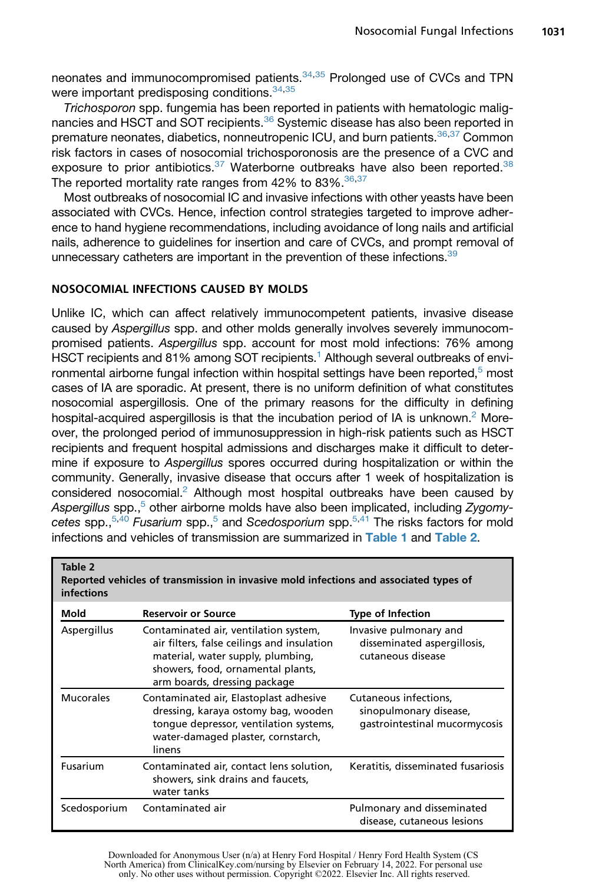neonates and immunocompromised patients.[34,35] Prolonged use of CVCs and TPN were important predisposing conditions.[34,35]

*Trichosporon* spp. fungemia has been reported in patients with hematologic malignancies and HSCT and SOT recipients.[36] Systemic disease has also been reported in premature neonates, diabetics, nonneutropenic ICU, and burn patients.[36,37] Common risk factors in cases of nosocomial trichosporonosis are the presence of a CVC and exposure to prior antibiotics.[37] Waterborne outbreaks have also been reported.[38] The reported mortality rate ranges from 42% to 83%.[36,37]

Most outbreaks of nosocomial IC and invasive infections with other yeasts have been associated with CVCs. Hence, infection control strategies targeted to improve adherence to hand hygiene recommendations, including avoidance of long nails and artificial nails, adherence to guidelines for insertion and care of CVCs, and prompt removal of unnecessary catheters are important in the prevention of these infections.[39]

## NOSOCOMIAL INFECTIONS CAUSED BY MOLDS

Unlike IC, which can affect relatively immunocompetent patients, invasive disease caused by *Aspergillus* spp. and other molds generally involves severely immunocompromised patients. *Aspergillus* spp. account for most mold infections: 76% among HSCT recipients and 81% among SOT recipients.[1] Although several outbreaks of environmental airborne fungal infection within hospital settings have been reported,[5] most cases of IA are sporadic. At present, there is no uniform definition of what constitutes nosocomial aspergillosis. One of the primary reasons for the difficulty in defining hospital-acquired aspergillosis is that the incubation period of IA is unknown.[2] Moreover, the prolonged period of immunosuppression in high-risk patients such as HSCT recipients and frequent hospital admissions and discharges make it difficult to determine if exposure to *Aspergillus* spores occurred during hospitalization or within the community. Generally, invasive disease that occurs after 1 week of hospitalization is considered nosocomial.[2] Although most hospital outbreaks have been caused by *Aspergillus* spp.,[5] other airborne molds have also been implicated, including *Zygomycetes* spp.,[5,40] *Fusarium* spp.,[5] and *Scedosporium* spp.[5,41] The risks factors for mold infections and vehicles of transmission are summarized in **Table 1** and **Table 2**.

**Table 2**
**Reported vehicles of transmission in invasive mold infections and associated types of infections**

| Mold | Reservoir or Source | Type of Infection |
|---|---|---|
| Aspergillus | Contaminated air, ventilation system, air filters, false ceilings and insulation material, water supply, plumbing, showers, food, ornamental plants, arm boards, dressing package | Invasive pulmonary and disseminated aspergillosis, cutaneous disease |
| Mucorales | Contaminated air, Elastoplast adhesive dressing, karaya ostomy bag, wooden tongue depressor, ventilation systems, water-damaged plaster, cornstarch, linens | Cutaneous infections, sinopulmonary disease, gastrointestinal mucormycosis |
| Fusarium | Contaminated air, contact lens solution, showers, sink drains and faucets, water tanks | Keratitis, disseminated fusariosis |
| Scedosporium | Contaminated air | Pulmonary and disseminated disease, cutaneous lesions |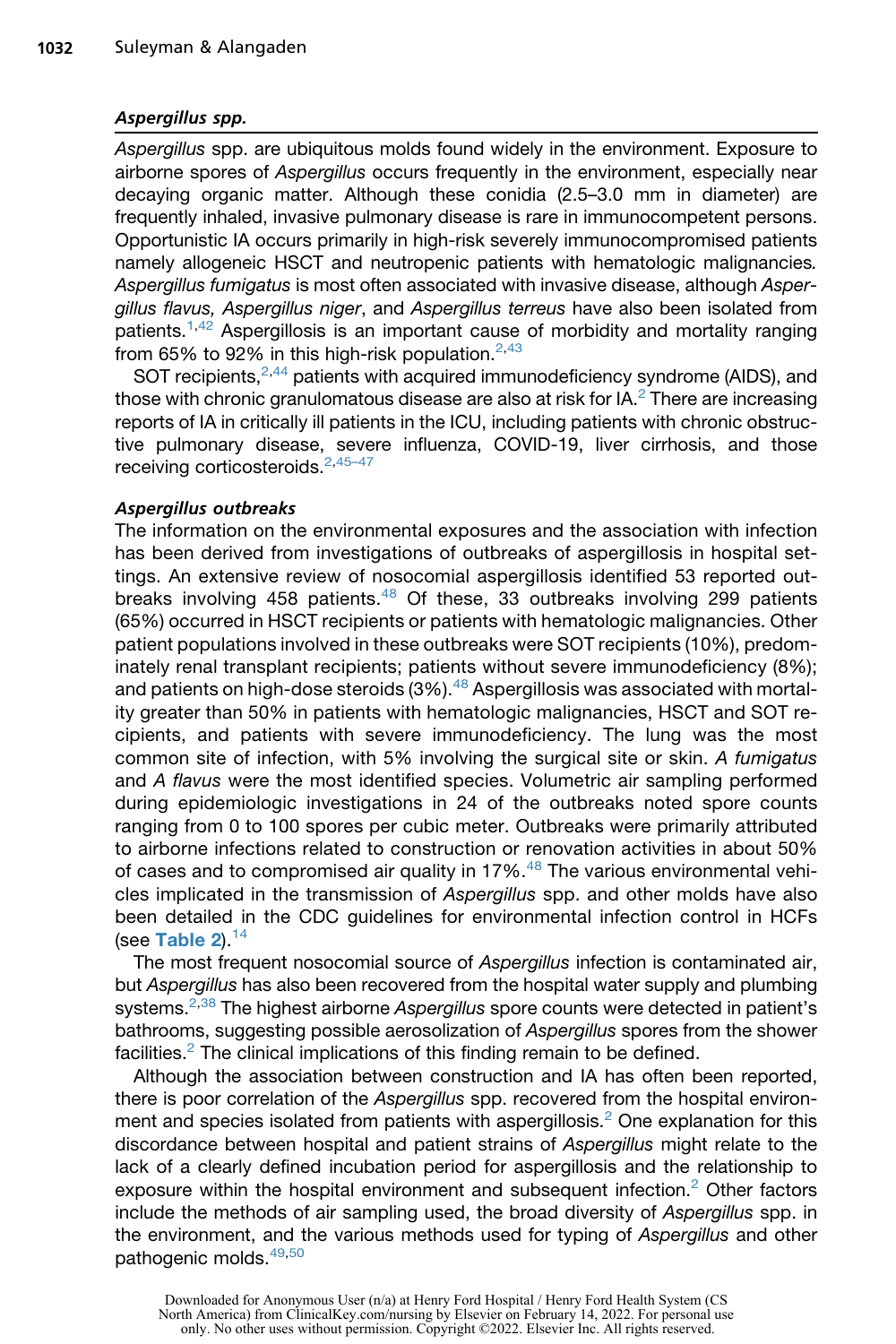### *Aspergillus spp.*

*Aspergillus* spp. are ubiquitous molds found widely in the environment. Exposure to airborne spores of *Aspergillus* occurs frequently in the environment, especially near decaying organic matter. Although these conidia (2.5–3.0 mm in diameter) are frequently inhaled, invasive pulmonary disease is rare in immunocompetent persons. Opportunistic IA occurs primarily in high-risk severely immunocompromised patients namely allogeneic HSCT and neutropenic patients with hematologic malignancies. *Aspergillus fumigatus* is most often associated with invasive disease, although *Aspergillus flavus, Aspergillus niger*, and *Aspergillus terreus* have also been isolated from patients.[1,42] Aspergillosis is an important cause of morbidity and mortality ranging from 65% to 92% in this high-risk population.[2,43]

SOT recipients,[2,44] patients with acquired immunodeficiency syndrome (AIDS), and those with chronic granulomatous disease are also at risk for IA.[2] There are increasing reports of IA in critically ill patients in the ICU, including patients with chronic obstructive pulmonary disease, severe influenza, COVID-19, liver cirrhosis, and those receiving corticosteroids.[2,45–47]

#### *Aspergillus outbreaks*

The information on the environmental exposures and the association with infection has been derived from investigations of outbreaks of aspergillosis in hospital settings. An extensive review of nosocomial aspergillosis identified 53 reported outbreaks involving 458 patients.[48] Of these, 33 outbreaks involving 299 patients (65%) occurred in HSCT recipients or patients with hematologic malignancies. Other patient populations involved in these outbreaks were SOT recipients (10%), predominately renal transplant recipients; patients without severe immunodeficiency (8%); and patients on high-dose steroids (3%).[48] Aspergillosis was associated with mortality greater than 50% in patients with hematologic malignancies, HSCT and SOT recipients, and patients with severe immunodeficiency. The lung was the most common site of infection, with 5% involving the surgical site or skin. *A fumigatus* and *A flavus* were the most identified species. Volumetric air sampling performed during epidemiologic investigations in 24 of the outbreaks noted spore counts ranging from 0 to 100 spores per cubic meter. Outbreaks were primarily attributed to airborne infections related to construction or renovation activities in about 50% of cases and to compromised air quality in 17%.[48] The various environmental vehicles implicated in the transmission of *Aspergillus* spp. and other molds have also been detailed in the CDC guidelines for environmental infection control in HCFs (see **Table 2**).[14]

The most frequent nosocomial source of *Aspergillus* infection is contaminated air, but *Aspergillus* has also been recovered from the hospital water supply and plumbing systems.[2,38] The highest airborne *Aspergillus* spore counts were detected in patient's bathrooms, suggesting possible aerosolization of *Aspergillus* spores from the shower facilities.[2] The clinical implications of this finding remain to be defined.

Although the association between construction and IA has often been reported, there is poor correlation of the *Aspergillus* spp. recovered from the hospital environment and species isolated from patients with aspergillosis.[2] One explanation for this discordance between hospital and patient strains of *Aspergillus* might relate to the lack of a clearly defined incubation period for aspergillosis and the relationship to exposure within the hospital environment and subsequent infection.[2] Other factors include the methods of air sampling used, the broad diversity of *Aspergillus* spp. in the environment, and the various methods used for typing of *Aspergillus* and other pathogenic molds.[49,50]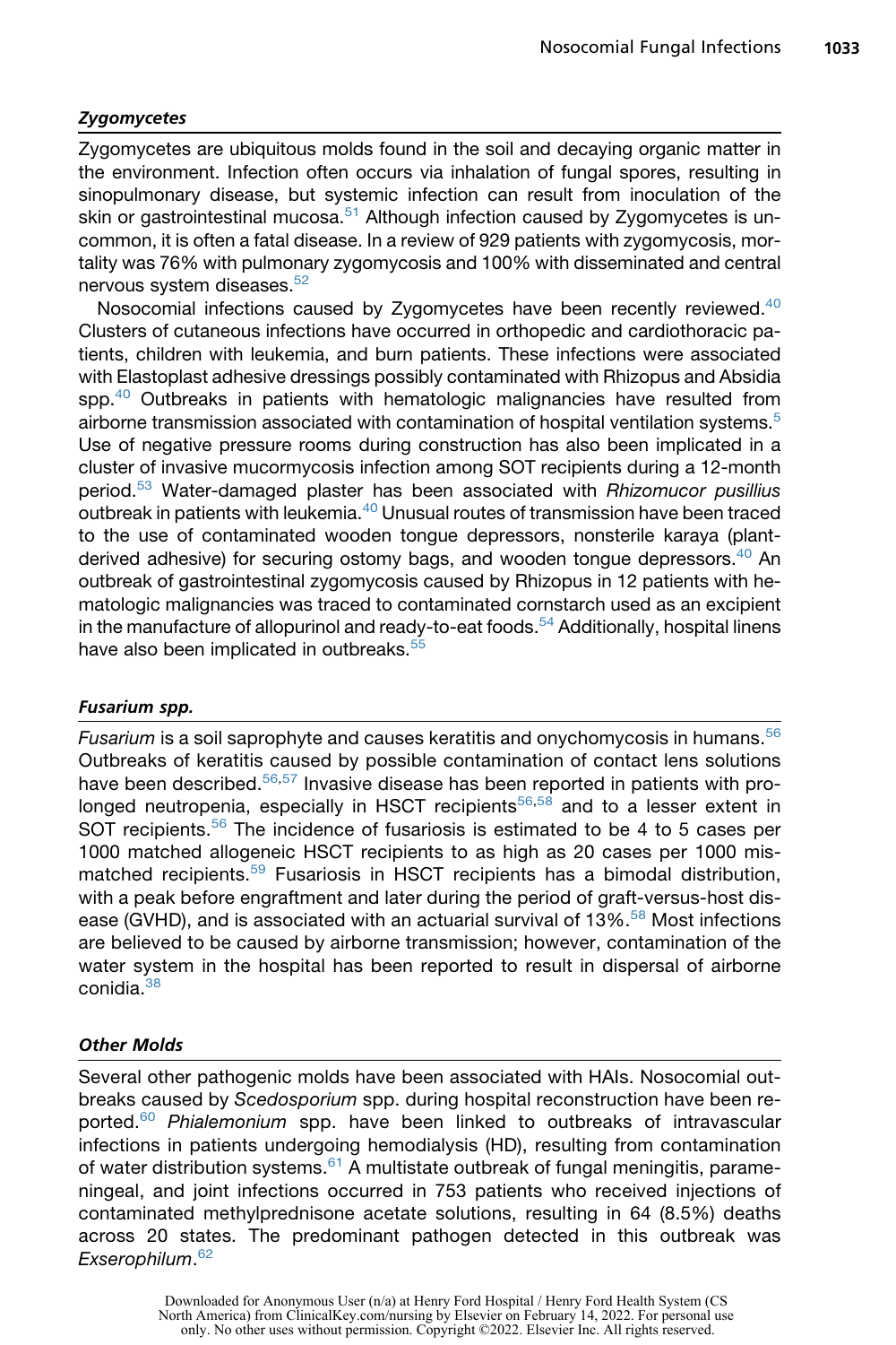#### *Zygomycetes*

Zygomycetes are ubiquitous molds found in the soil and decaying organic matter in the environment. Infection often occurs via inhalation of fungal spores, resulting in sinopulmonary disease, but systemic infection can result from inoculation of the skin or gastrointestinal mucosa.[51] Although infection caused by Zygomycetes is uncommon, it is often a fatal disease. In a review of 929 patients with zygomycosis, mortality was 76% with pulmonary zygomycosis and 100% with disseminated and central nervous system diseases.[52]

Nosocomial infections caused by Zygomycetes have been recently reviewed.[40] Clusters of cutaneous infections have occurred in orthopedic and cardiothoracic patients, children with leukemia, and burn patients. These infections were associated with Elastoplast adhesive dressings possibly contaminated with Rhizopus and Absidia spp.[40] Outbreaks in patients with hematologic malignancies have resulted from airborne transmission associated with contamination of hospital ventilation systems.[5] Use of negative pressure rooms during construction has also been implicated in a cluster of invasive mucormycosis infection among SOT recipients during a 12-month period.[53] Water-damaged plaster has been associated with *Rhizomucor pusillius* outbreak in patients with leukemia.[40] Unusual routes of transmission have been traced to the use of contaminated wooden tongue depressors, nonsterile karaya (plant-derived adhesive) for securing ostomy bags, and wooden tongue depressors.[40] An outbreak of gastrointestinal zygomycosis caused by Rhizopus in 12 patients with hematologic malignancies was traced to contaminated cornstarch used as an excipient in the manufacture of allopurinol and ready-to-eat foods.[54] Additionally, hospital linens have also been implicated in outbreaks.[55]

#### *Fusarium spp.*

*Fusarium* is a soil saprophyte and causes keratitis and onychomycosis in humans.[56] Outbreaks of keratitis caused by possible contamination of contact lens solutions have been described.[56,57] Invasive disease has been reported in patients with prolonged neutropenia, especially in HSCT recipients[56,58] and to a lesser extent in SOT recipients.[56] The incidence of fusariosis is estimated to be 4 to 5 cases per 1000 matched allogeneic HSCT recipients to as high as 20 cases per 1000 mismatched recipients.[59] Fusariosis in HSCT recipients has a bimodal distribution, with a peak before engraftment and later during the period of graft-versus-host disease (GVHD), and is associated with an actuarial survival of 13%.[58] Most infections are believed to be caused by airborne transmission; however, contamination of the water system in the hospital has been reported to result in dispersal of airborne conidia.[38]

#### *Other Molds*

Several other pathogenic molds have been associated with HAIs. Nosocomial outbreaks caused by *Scedosporium* spp. during hospital reconstruction have been reported.[60] *Phialemonium* spp. have been linked to outbreaks of intravascular infections in patients undergoing hemodialysis (HD), resulting from contamination of water distribution systems.[61] A multistate outbreak of fungal meningitis, parameningeal, and joint infections occurred in 753 patients who received injections of contaminated methylprednisone acetate solutions, resulting in 64 (8.5%) deaths across 20 states. The predominant pathogen detected in this outbreak was *Exserophilum*.[62]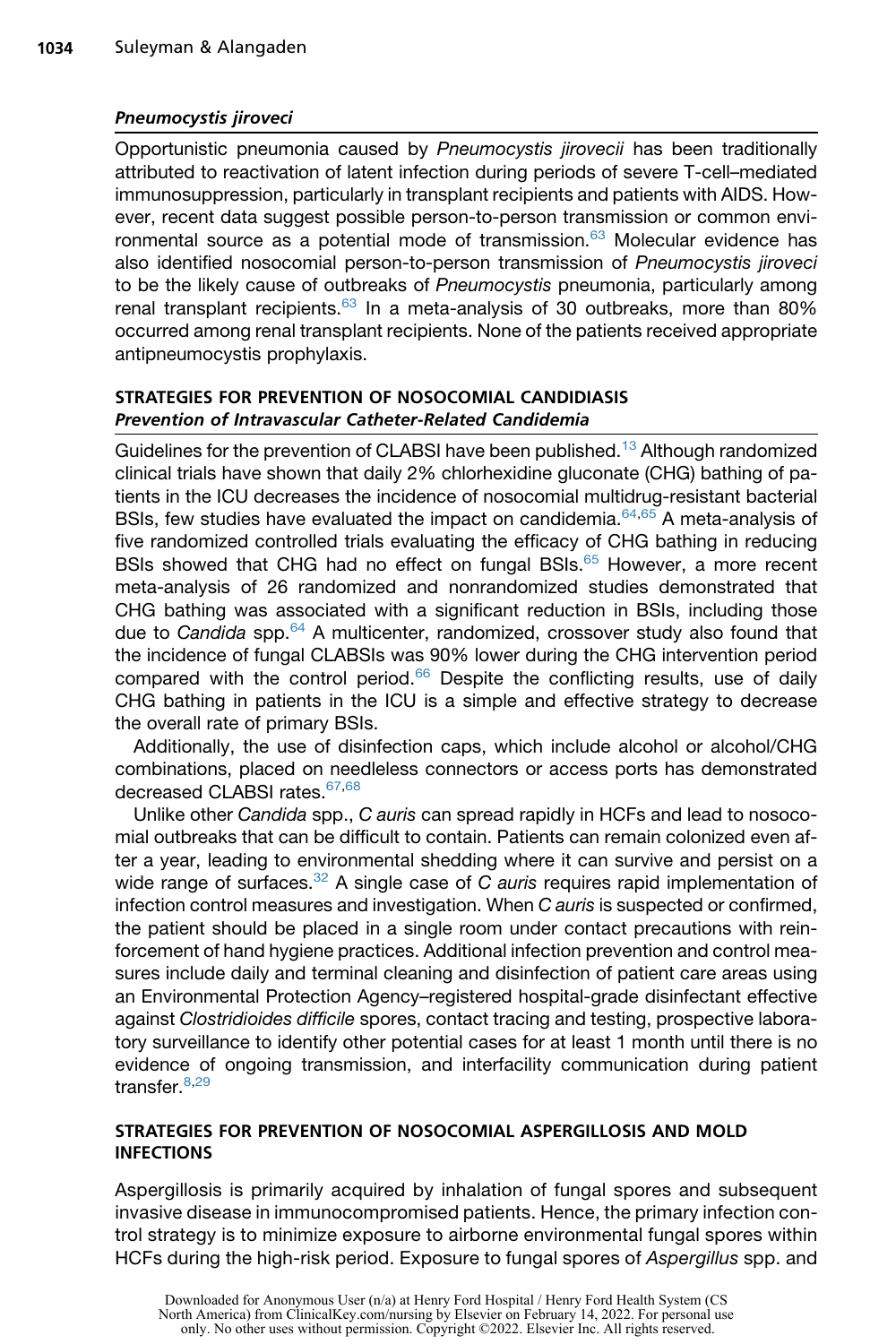### *Pneumocystis jiroveci*

Opportunistic pneumonia caused by *Pneumocystis jirovecii* has been traditionally attributed to reactivation of latent infection during periods of severe T-cell–mediated immunosuppression, particularly in transplant recipients and patients with AIDS. However, recent data suggest possible person-to-person transmission or common environmental source as a potential mode of transmission.[63] Molecular evidence has also identified nosocomial person-to-person transmission of *Pneumocystis jiroveci* to be the likely cause of outbreaks of *Pneumocystis* pneumonia, particularly among renal transplant recipients.[63] In a meta-analysis of 30 outbreaks, more than 80% occurred among renal transplant recipients. None of the patients received appropriate antipneumocystis prophylaxis.

## STRATEGIES FOR PREVENTION OF NOSOCOMIAL CANDIDIASIS

### *Prevention of Intravascular Catheter-Related Candidemia*

Guidelines for the prevention of CLABSI have been published.[13] Although randomized clinical trials have shown that daily 2% chlorhexidine gluconate (CHG) bathing of patients in the ICU decreases the incidence of nosocomial multidrug-resistant bacterial BSIs, few studies have evaluated the impact on candidemia.[64,65] A meta-analysis of five randomized controlled trials evaluating the efficacy of CHG bathing in reducing BSIs showed that CHG had no effect on fungal BSIs.[65] However, a more recent meta-analysis of 26 randomized and nonrandomized studies demonstrated that CHG bathing was associated with a significant reduction in BSIs, including those due to *Candida* spp.[64] A multicenter, randomized, crossover study also found that the incidence of fungal CLABSIs was 90% lower during the CHG intervention period compared with the control period.[66] Despite the conflicting results, use of daily CHG bathing in patients in the ICU is a simple and effective strategy to decrease the overall rate of primary BSIs.

Additionally, the use of disinfection caps, which include alcohol or alcohol/CHG combinations, placed on needleless connectors or access ports has demonstrated decreased CLABSI rates.[67,68]

Unlike other *Candida* spp., *C auris* can spread rapidly in HCFs and lead to nosocomial outbreaks that can be difficult to contain. Patients can remain colonized even after a year, leading to environmental shedding where it can survive and persist on a wide range of surfaces.[32] A single case of *C auris* requires rapid implementation of infection control measures and investigation. When *C auris* is suspected or confirmed, the patient should be placed in a single room under contact precautions with reinforcement of hand hygiene practices. Additional infection prevention and control measures include daily and terminal cleaning and disinfection of patient care areas using an Environmental Protection Agency–registered hospital-grade disinfectant effective against *Clostridioides difficile* spores, contact tracing and testing, prospective laboratory surveillance to identify other potential cases for at least 1 month until there is no evidence of ongoing transmission, and interfacility communication during patient transfer.[8,29]

## STRATEGIES FOR PREVENTION OF NOSOCOMIAL ASPERGILLOSIS AND MOLD INFECTIONS

Aspergillosis is primarily acquired by inhalation of fungal spores and subsequent invasive disease in immunocompromised patients. Hence, the primary infection control strategy is to minimize exposure to airborne environmental fungal spores within HCFs during the high-risk period. Exposure to fungal spores of *Aspergillus* spp. and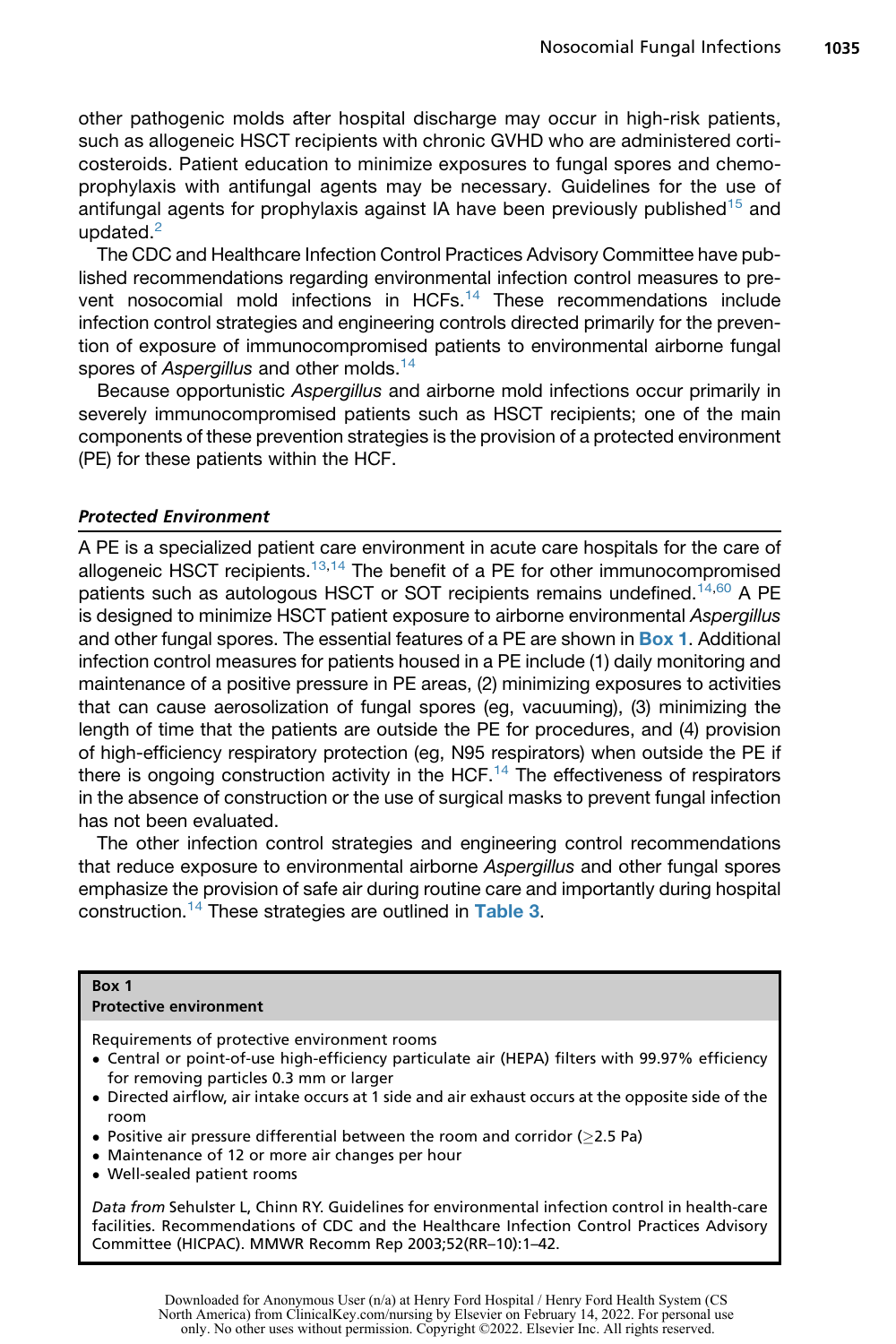other pathogenic molds after hospital discharge may occur in high-risk patients, such as allogeneic HSCT recipients with chronic GVHD who are administered corticosteroids. Patient education to minimize exposures to fungal spores and chemoprophylaxis with antifungal agents may be necessary. Guidelines for the use of antifungal agents for prophylaxis against IA have been previously published[15] and updated.[2]

The CDC and Healthcare Infection Control Practices Advisory Committee have published recommendations regarding environmental infection control measures to prevent nosocomial mold infections in HCFs.[14] These recommendations include infection control strategies and engineering controls directed primarily for the prevention of exposure of immunocompromised patients to environmental airborne fungal spores of *Aspergillus* and other molds.[14]

Because opportunistic *Aspergillus* and airborne mold infections occur primarily in severely immunocompromised patients such as HSCT recipients; one of the main components of these prevention strategies is the provision of a protected environment (PE) for these patients within the HCF.

### *Protected Environment*

A PE is a specialized patient care environment in acute care hospitals for the care of allogeneic HSCT recipients.[13,14] The benefit of a PE for other immunocompromised patients such as autologous HSCT or SOT recipients remains undefined.[14,60] A PE is designed to minimize HSCT patient exposure to airborne environmental *Aspergillus* and other fungal spores. The essential features of a PE are shown in **Box 1**. Additional infection control measures for patients housed in a PE include (1) daily monitoring and maintenance of a positive pressure in PE areas, (2) minimizing exposures to activities that can cause aerosolization of fungal spores (eg, vacuuming), (3) minimizing the length of time that the patients are outside the PE for procedures, and (4) provision of high-efficiency respiratory protection (eg, N95 respirators) when outside the PE if there is ongoing construction activity in the HCF.[14] The effectiveness of respirators in the absence of construction or the use of surgical masks to prevent fungal infection has not been evaluated.

The other infection control strategies and engineering control recommendations that reduce exposure to environmental airborne *Aspergillus* and other fungal spores emphasize the provision of safe air during routine care and importantly during hospital construction.[14] These strategies are outlined in **Table 3**.

**Box 1**
**Protective environment**

Requirements of protective environment rooms

- Central or point-of-use high-efficiency particulate air (HEPA) filters with 99.97% efficiency for removing particles 0.3 mm or larger
- Directed airflow, air intake occurs at 1 side and air exhaust occurs at the opposite side of the room
- Positive air pressure differential between the room and corridor ($\geq$2.5 Pa)
- Maintenance of 12 or more air changes per hour
- Well-sealed patient rooms

*Data from* Sehulster L, Chinn RY. Guidelines for environmental infection control in health-care facilities. Recommendations of CDC and the Healthcare Infection Control Practices Advisory Committee (HICPAC). MMWR Recomm Rep 2003;52(RR–10):1–42.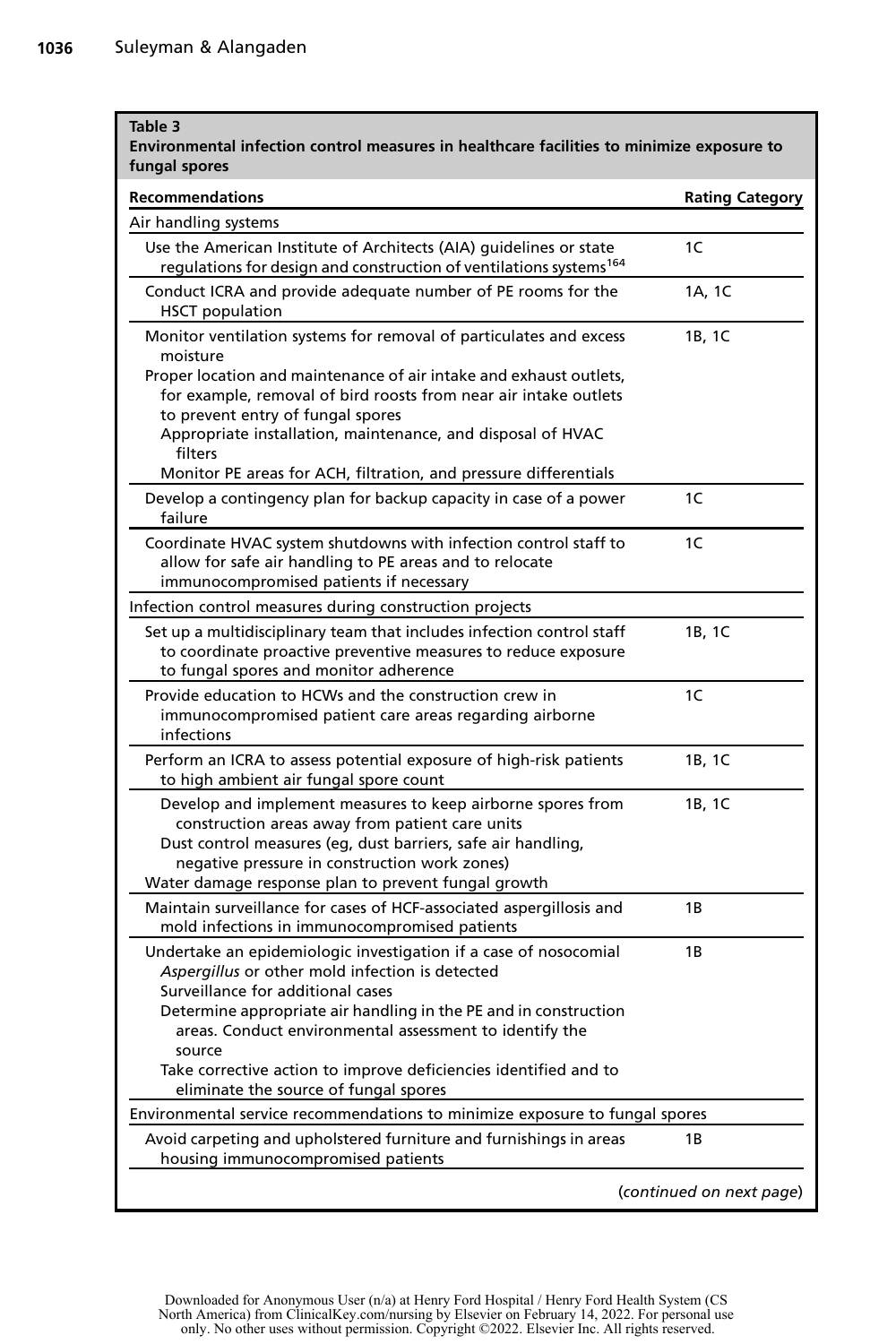**Table 3**
**Environmental infection control measures in healthcare facilities to minimize exposure to fungal spores**

| Recommendations | Rating Category |
|---|---|
| Air handling systems | |
| Use the American Institute of Architects (AIA) guidelines or state regulations for design and construction of ventilations systems[164] | 1C |
| Conduct ICRA and provide adequate number of PE rooms for the HSCT population | 1A, 1C |
| Monitor ventilation systems for removal of particulates and excess moisture<br>Proper location and maintenance of air intake and exhaust outlets, for example, removal of bird roosts from near air intake outlets to prevent entry of fungal spores<br>Appropriate installation, maintenance, and disposal of HVAC filters<br>Monitor PE areas for ACH, filtration, and pressure differentials | 1B, 1C |
| Develop a contingency plan for backup capacity in case of a power failure | 1C |
| Coordinate HVAC system shutdowns with infection control staff to allow for safe air handling to PE areas and to relocate immunocompromised patients if necessary | 1C |
| Infection control measures during construction projects | |
| Set up a multidisciplinary team that includes infection control staff to coordinate proactive preventive measures to reduce exposure to fungal spores and monitor adherence | 1B, 1C |
| Provide education to HCWs and the construction crew in immunocompromised patient care areas regarding airborne infections | 1C |
| Perform an ICRA to assess potential exposure of high-risk patients to high ambient air fungal spore count | 1B, 1C |
| Develop and implement measures to keep airborne spores from construction areas away from patient care units<br>Dust control measures (eg, dust barriers, safe air handling, negative pressure in construction work zones)<br>Water damage response plan to prevent fungal growth | 1B, 1C |
| Maintain surveillance for cases of HCF-associated aspergillosis and mold infections in immunocompromised patients | 1B |
| Undertake an epidemiologic investigation if a case of nosocomial *Aspergillus* or other mold infection is detected<br>Surveillance for additional cases<br>Determine appropriate air handling in the PE and in construction areas. Conduct environmental assessment to identify the source<br>Take corrective action to improve deficiencies identified and to eliminate the source of fungal spores | 1B |
| Environmental service recommendations to minimize exposure to fungal spores | |
| Avoid carpeting and upholstered furniture and furnishings in areas housing immunocompromised patients | 1B |

(*continued on next page*)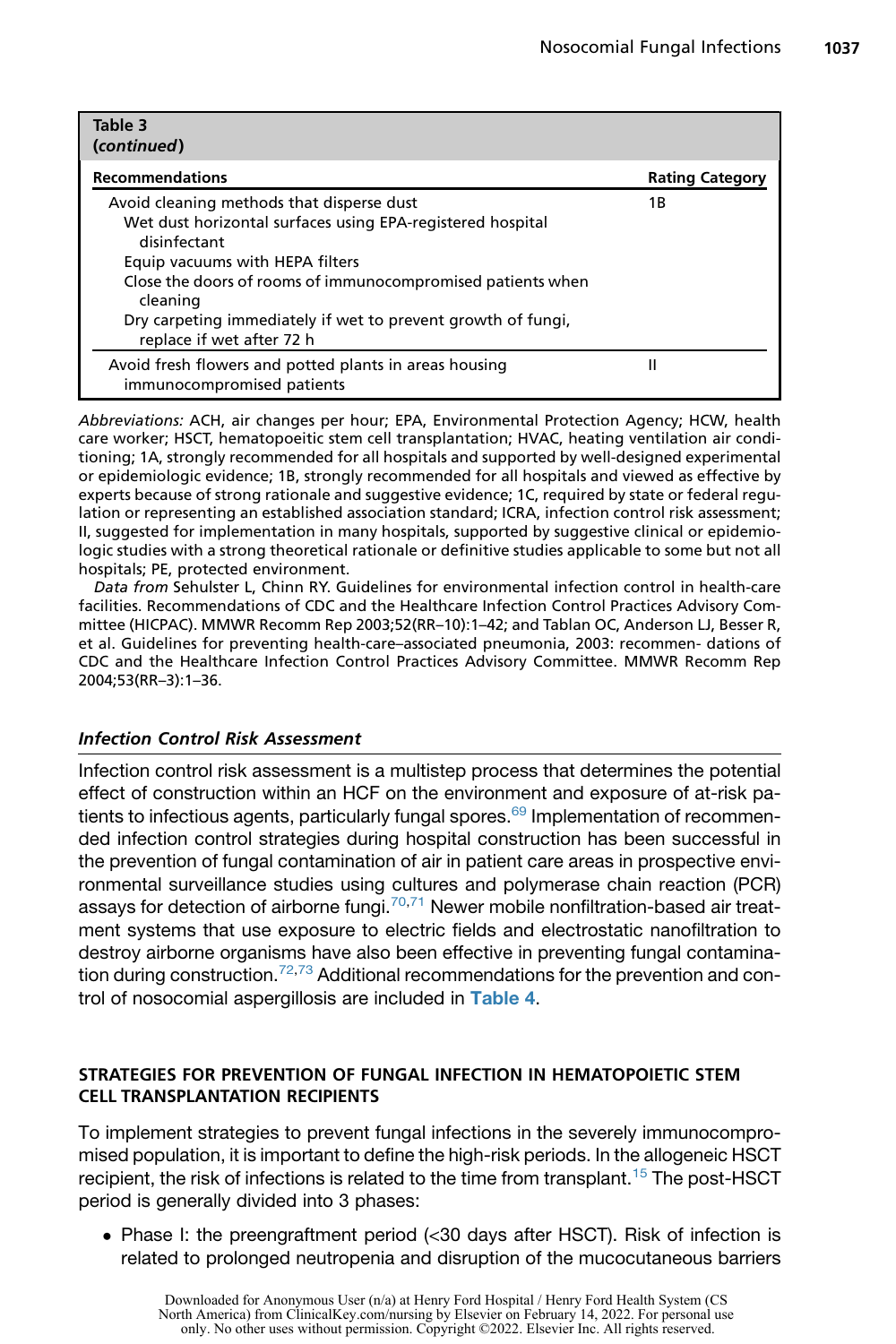**Table 3**
**(*continued*)**

| Recommendations | Rating Category |
|---|---|
| Avoid cleaning methods that disperse dust<br>Wet dust horizontal surfaces using EPA-registered hospital disinfectant<br>Equip vacuums with HEPA filters<br>Close the doors of rooms of immunocompromised patients when cleaning<br>Dry carpeting immediately if wet to prevent growth of fungi, replace if wet after 72 h | 1B |
| Avoid fresh flowers and potted plants in areas housing immunocompromised patients | II |

*Abbreviations:* ACH, air changes per hour; EPA, Environmental Protection Agency; HCW, health care worker; HSCT, hematopoeitic stem cell transplantation; HVAC, heating ventilation air conditioning; 1A, strongly recommended for all hospitals and supported by well-designed experimental or epidemiologic evidence; 1B, strongly recommended for all hospitals and viewed as effective by experts because of strong rationale and suggestive evidence; 1C, required by state or federal regulation or representing an established association standard; ICRA, infection control risk assessment; II, suggested for implementation in many hospitals, supported by suggestive clinical or epidemiologic studies with a strong theoretical rationale or definitive studies applicable to some but not all hospitals; PE, protected environment.

*Data from* Sehulster L, Chinn RY. Guidelines for environmental infection control in health-care facilities. Recommendations of CDC and the Healthcare Infection Control Practices Advisory Committee (HICPAC). MMWR Recomm Rep 2003;52(RR–10):1–42; and Tablan OC, Anderson LJ, Besser R, et al. Guidelines for preventing health-care–associated pneumonia, 2003: recommen- dations of CDC and the Healthcare Infection Control Practices Advisory Committee. MMWR Recomm Rep 2004;53(RR–3):1–36.

### *Infection Control Risk Assessment*

Infection control risk assessment is a multistep process that determines the potential effect of construction within an HCF on the environment and exposure of at-risk patients to infectious agents, particularly fungal spores.[69] Implementation of recommended infection control strategies during hospital construction has been successful in the prevention of fungal contamination of air in patient care areas in prospective environmental surveillance studies using cultures and polymerase chain reaction (PCR) assays for detection of airborne fungi.[70,71] Newer mobile nonfiltration-based air treatment systems that use exposure to electric fields and electrostatic nanofiltration to destroy airborne organisms have also been effective in preventing fungal contamination during construction.[72,73] Additional recommendations for the prevention and control of nosocomial aspergillosis are included in **Table 4**.

## STRATEGIES FOR PREVENTION OF FUNGAL INFECTION IN HEMATOPOIETIC STEM CELL TRANSPLANTATION RECIPIENTS

To implement strategies to prevent fungal infections in the severely immunocompromised population, it is important to define the high-risk periods. In the allogeneic HSCT recipient, the risk of infections is related to the time from transplant.[15] The post-HSCT period is generally divided into 3 phases:

- Phase I: the preengraftment period (<30 days after HSCT). Risk of infection is related to prolonged neutropenia and disruption of the mucocutaneous barriers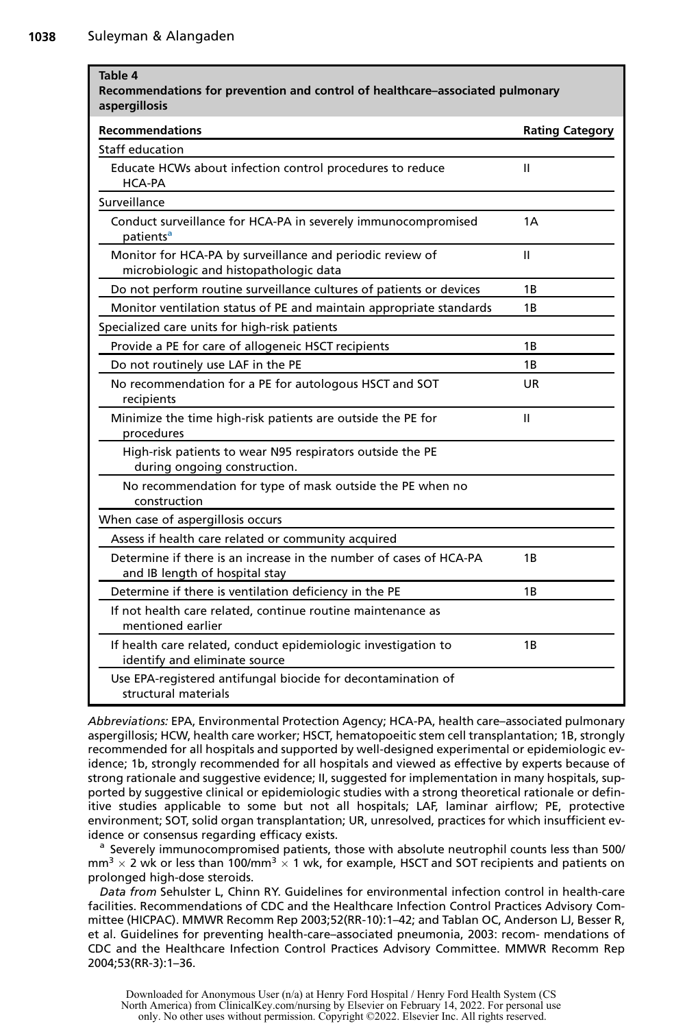**Table 4**
**Recommendations for prevention and control of healthcare–associated pulmonary aspergillosis**

| Recommendations | Rating Category |
|---|---|
| Staff education | |
| Educate HCWs about infection control procedures to reduce HCA-PA | II |
| Surveillance | |
| Conduct surveillance for HCA-PA in severely immunocompromised patients[a] | 1A |
| Monitor for HCA-PA by surveillance and periodic review of microbiologic and histopathologic data | II |
| Do not perform routine surveillance cultures of patients or devices | 1B |
| Monitor ventilation status of PE and maintain appropriate standards | 1B |
| Specialized care units for high-risk patients | |
| Provide a PE for care of allogeneic HSCT recipients | 1B |
| Do not routinely use LAF in the PE | 1B |
| No recommendation for a PE for autologous HSCT and SOT recipients | UR |
| Minimize the time high-risk patients are outside the PE for procedures | II |
| High-risk patients to wear N95 respirators outside the PE during ongoing construction. | |
| No recommendation for type of mask outside the PE when no construction | |
| When case of aspergillosis occurs | |
| Assess if health care related or community acquired | |
| Determine if there is an increase in the number of cases of HCA-PA and IB length of hospital stay | 1B |
| Determine if there is ventilation deficiency in the PE | 1B |
| If not health care related, continue routine maintenance as mentioned earlier | |
| If health care related, conduct epidemiologic investigation to identify and eliminate source | 1B |
| Use EPA-registered antifungal biocide for decontamination of structural materials | |

*Abbreviations:* EPA, Environmental Protection Agency; HCA-PA, health care–associated pulmonary aspergillosis; HCW, health care worker; HSCT, hematopoeitic stem cell transplantation; 1B, strongly recommended for all hospitals and supported by well-designed experimental or epidemiologic evidence; 1b, strongly recommended for all hospitals and viewed as effective by experts because of strong rationale and suggestive evidence; II, suggested for implementation in many hospitals, supported by suggestive clinical or epidemiologic studies with a strong theoretical rationale or definitive studies applicable to some but not all hospitals; LAF, laminar airflow; PE, protective environment; SOT, solid organ transplantation; UR, unresolved, practices for which insufficient evidence or consensus regarding efficacy exists.

[a] Severely immunocompromised patients, those with absolute neutrophil counts less than 500/mm$^3$ $\times$ 2 wk or less than 100/mm$^3$ $\times$ 1 wk, for example, HSCT and SOT recipients and patients on prolonged high-dose steroids.

*Data from* Sehulster L, Chinn RY. Guidelines for environmental infection control in health-care facilities. Recommendations of CDC and the Healthcare Infection Control Practices Advisory Committee (HICPAC). MMWR Recomm Rep 2003;52(RR-10):1–42; and Tablan OC, Anderson LJ, Besser R, et al. Guidelines for preventing health-care–associated pneumonia, 2003: recom- mendations of CDC and the Healthcare Infection Control Practices Advisory Committee. MMWR Recomm Rep 2004;53(RR-3):1–36.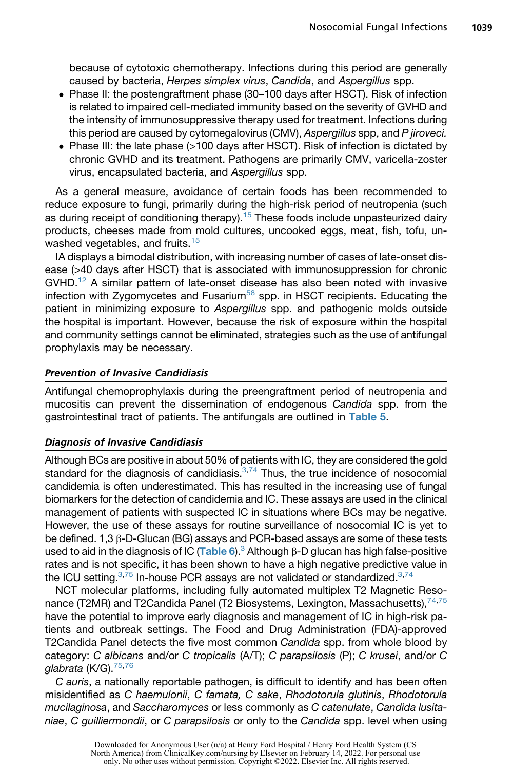because of cytotoxic chemotherapy. Infections during this period are generally caused by bacteria, *Herpes simplex virus*, *Candida*, and *Aspergillus* spp.

- Phase II: the postengraftment phase (30–100 days after HSCT). Risk of infection is related to impaired cell-mediated immunity based on the severity of GVHD and the intensity of immunosuppressive therapy used for treatment. Infections during this period are caused by cytomegalovirus (CMV), *Aspergillus* spp, and *P jiroveci.*
- Phase III: the late phase (>100 days after HSCT). Risk of infection is dictated by chronic GVHD and its treatment. Pathogens are primarily CMV, varicella-zoster virus, encapsulated bacteria, and *Aspergillus* spp.

As a general measure, avoidance of certain foods has been recommended to reduce exposure to fungi, primarily during the high-risk period of neutropenia (such as during receipt of conditioning therapy).[15] These foods include unpasteurized dairy products, cheeses made from mold cultures, uncooked eggs, meat, fish, tofu, unwashed vegetables, and fruits.[15]

IA displays a bimodal distribution, with increasing number of cases of late-onset disease (>40 days after HSCT) that is associated with immunosuppression for chronic GVHD.[12] A similar pattern of late-onset disease has also been noted with invasive infection with Zygomycetes and Fusarium[58] spp. in HSCT recipients. Educating the patient in minimizing exposure to *Aspergillus* spp. and pathogenic molds outside the hospital is important. However, because the risk of exposure within the hospital and community settings cannot be eliminated, strategies such as the use of antifungal prophylaxis may be necessary.

### *Prevention of Invasive Candidiasis*

Antifungal chemoprophylaxis during the preengraftment period of neutropenia and mucositis can prevent the dissemination of endogenous *Candida* spp. from the gastrointestinal tract of patients. The antifungals are outlined in **Table 5**.

### *Diagnosis of Invasive Candidiasis*

Although BCs are positive in about 50% of patients with IC, they are considered the gold standard for the diagnosis of candidiasis.[3,74] Thus, the true incidence of nosocomial candidemia is often underestimated. This has resulted in the increasing use of fungal biomarkers for the detection of candidemia and IC. These assays are used in the clinical management of patients with suspected IC in situations where BCs may be negative. However, the use of these assays for routine surveillance of nosocomial IC is yet to be defined. 1,3 β-D-Glucan (BG) assays and PCR-based assays are some of these tests used to aid in the diagnosis of IC (**Table 6**).[3] Although β-D glucan has high false-positive rates and is not specific, it has been shown to have a high negative predictive value in the ICU setting.[3,75] In-house PCR assays are not validated or standardized.[3,74]

NCT molecular platforms, including fully automated multiplex T2 Magnetic Resonance (T2MR) and T2Candida Panel (T2 Biosystems, Lexington, Massachusetts),[74,75] have the potential to improve early diagnosis and management of IC in high-risk patients and outbreak settings. The Food and Drug Administration (FDA)-approved T2Candida Panel detects the five most common *Candida* spp. from whole blood by category: *C albicans* and/or *C tropicalis* (A/T); *C parapsilosis* (P); *C krusei*, and/or *C glabrata* (K/G).[75,76]

*C auris*, a nationally reportable pathogen, is difficult to identify and has been often misidentified as *C haemulonii*, *C famata, C sake*, *Rhodotorula glutinis*, *Rhodotorula mucilaginosa*, and *Saccharomyces* or less commonly as *C catenulate*, *Candida lusitaniae*, *C guilliermondii*, or *C parapsilosis* or only to the *Candida* spp. level when using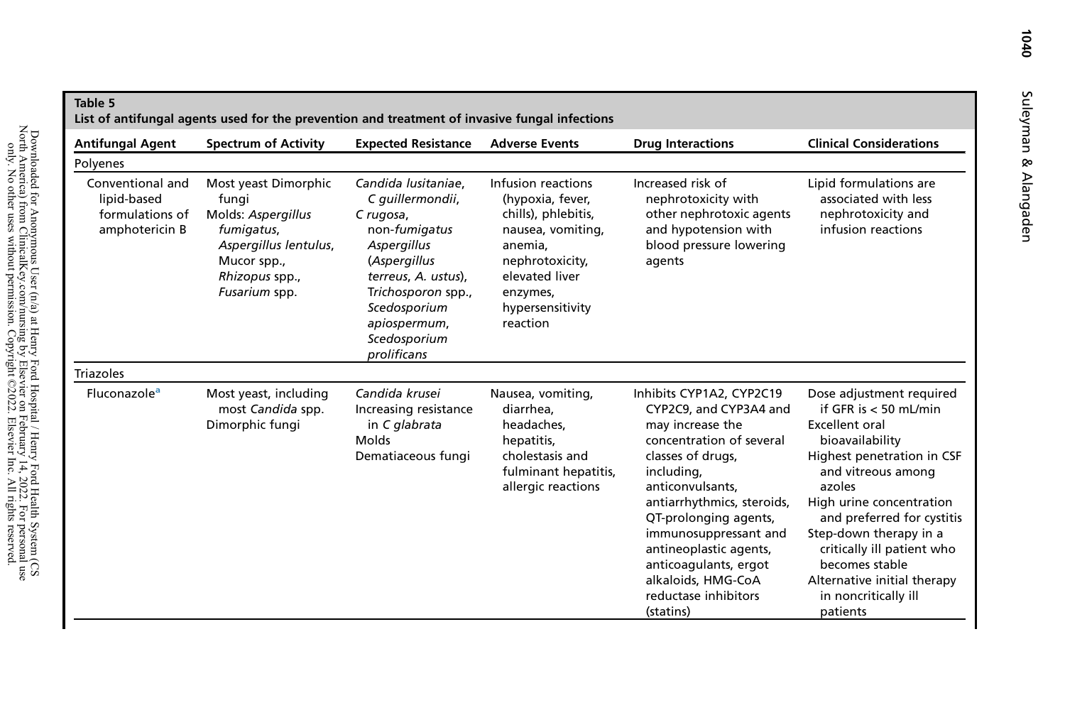**Table 5**
**List of antifungal agents used for the prevention and treatment of invasive fungal infections**

| Antifungal Agent | Spectrum of Activity | Expected Resistance | Adverse Events | Drug Interactions | Clinical Considerations |
|---|---|---|---|---|---|
| Polyenes | | | | | |
| Conventional and lipid-based formulations of amphotericin B | Most yeast Dimorphic fungi<br>Molds: *Aspergillus fumigatus*, *Aspergillus lentulus*, *Mucor* spp., *Rhizopus* spp., *Fusarium* spp. | *Candida lusitaniae*, *C guillermondii*, *C rugosa*, non-*fumigatus Aspergillus* (*Aspergillus terreus*, *A. ustus*), *Trichosporon* spp., *Scedosporium apiospermum*, *Scedosporium prolificans* | Infusion reactions (hypoxia, fever, chills), phlebitis, nausea, vomiting, anemia, nephrotoxicity, elevated liver enzymes, hypersensitivity reaction | Increased risk of nephrotoxicity with other nephrotoxic agents and hypotension with blood pressure lowering agents | Lipid formulations are associated with less nephrotoxicity and infusion reactions |
| Triazoles | | | | | |
| Fluconazole[a] | Most yeast, including most *Candida* spp.<br>Dimorphic fungi | *Candida krusei*<br>Increasing resistance in *C glabrata*<br>Molds<br>Dematiaceous fungi | Nausea, vomiting, diarrhea, headaches, hepatitis, cholestasis and fulminant hepatitis, allergic reactions | Inhibits CYP1A2, CYP2C19 CYP2C9, and CYP3A4 and may increase the concentration of several classes of drugs, including, anticonvulsants, antiarrhythmics, steroids, QT-prolonging agents, immunosuppressant and antineoplastic agents, anticoagulants, ergot alkaloids, HMG-CoA reductase inhibitors (statins) | Dose adjustment required if GFR is < 50 mL/min<br>Excellent oral bioavailability<br>Highest penetration in CSF and vitreous among azoles<br>High urine concentration and preferred for cystitis<br>Step-down therapy in a critically ill patient who becomes stable<br>Alternative initial therapy in noncritically ill patients |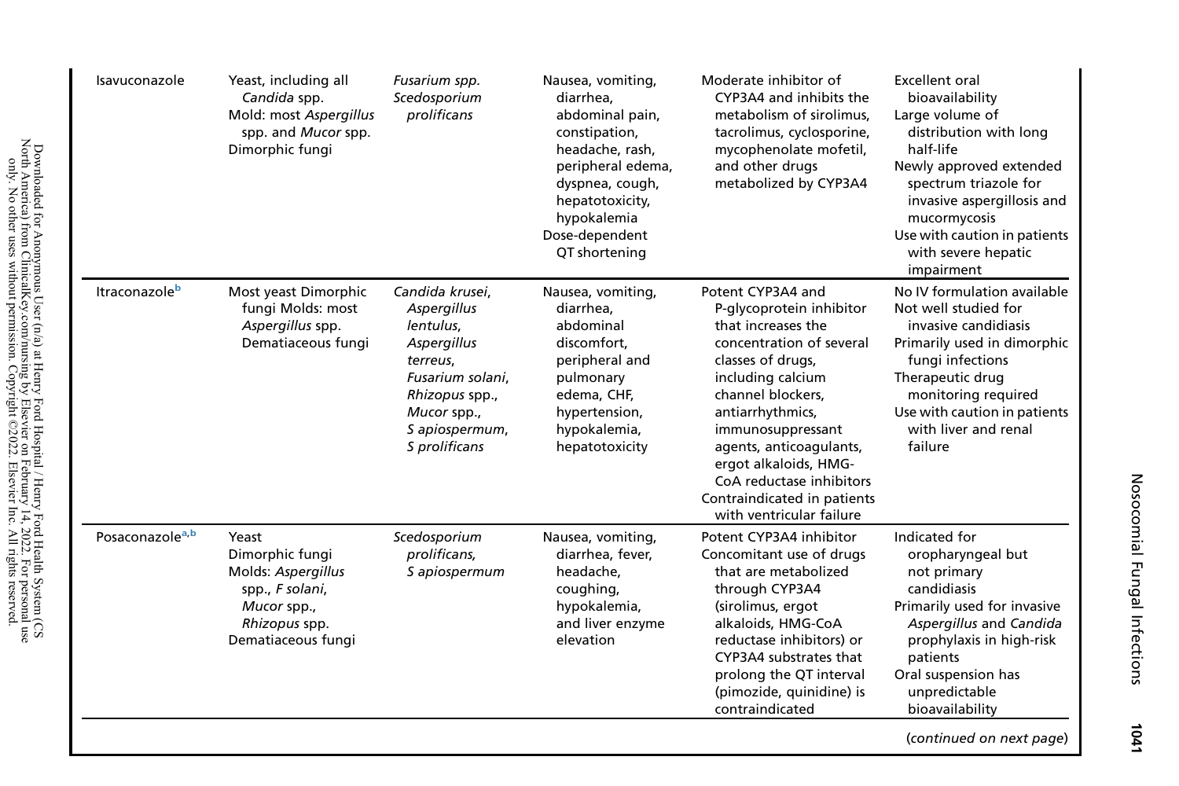| | | | | | |
|---|---|---|---|---|---|
| Isavuconazole | Yeast, including all *Candida* spp.<br>Mold: most *Aspergillus* spp. and *Mucor* spp.<br>Dimorphic fungi | *Fusarium spp.*<br>*Scedosporium prolificans* | Nausea, vomiting, diarrhea, abdominal pain, constipation, headache, rash, peripheral edema, dyspnea, cough, hepatotoxicity, hypokalemia<br>Dose-dependent QT shortening | Moderate inhibitor of CYP3A4 and inhibits the metabolism of sirolimus, tacrolimus, cyclosporine, mycophenolate mofetil, and other drugs metabolized by CYP3A4 | Excellent oral bioavailability<br>Large volume of distribution with long half-life<br>Newly approved extended spectrum triazole for invasive aspergillosis and mucormycosis<br>Use with caution in patients with severe hepatic impairment |
| Itraconazole[b] | Most yeast Dimorphic fungi Molds: most *Aspergillus* spp.<br>Dematiaceous fungi | *Candida krusei*, *Aspergillus lentulus*, *Aspergillus terreus*, *Fusarium solani*, *Rhizopus* spp., *Mucor* spp., *S apiospermum*, *S prolificans* | Nausea, vomiting, diarrhea, abdominal discomfort, peripheral and pulmonary edema, CHF, hypertension, hypokalemia, hepatotoxicity | Potent CYP3A4 and P-glycoprotein inhibitor that increases the concentration of several classes of drugs, including calcium channel blockers, antiarrhythmics, immunosuppressant agents, anticoagulants, ergot alkaloids, HMG-CoA reductase inhibitors<br>Contraindicated in patients with ventricular failure | No IV formulation available<br>Not well studied for invasive candidiasis<br>Primarily used in dimorphic fungi infections<br>Therapeutic drug monitoring required<br>Use with caution in patients with liver and renal failure |
| Posaconazole[a,b] | Yeast<br>Dimorphic fungi<br>Molds: *Aspergillus* spp., *F solani*, *Mucor* spp., *Rhizopus* spp.<br>Dematiaceous fungi | *Scedosporium prolificans,*<br>*S apiospermum* | Nausea, vomiting, diarrhea, fever, headache, coughing, hypokalemia, and liver enzyme elevation | Potent CYP3A4 inhibitor<br>Concomitant use of drugs that are metabolized through CYP3A4 (sirolimus, ergot alkaloids, HMG-CoA reductase inhibitors) or CYP3A4 substrates that prolong the QT interval (pimozide, quinidine) is contraindicated | Indicated for oropharyngeal but not primary candidiasis<br>Primarily used for invasive *Aspergillus* and *Candida* prophylaxis in high-risk patients<br>Oral suspension has unpredictable bioavailability |

(*continued on next page*)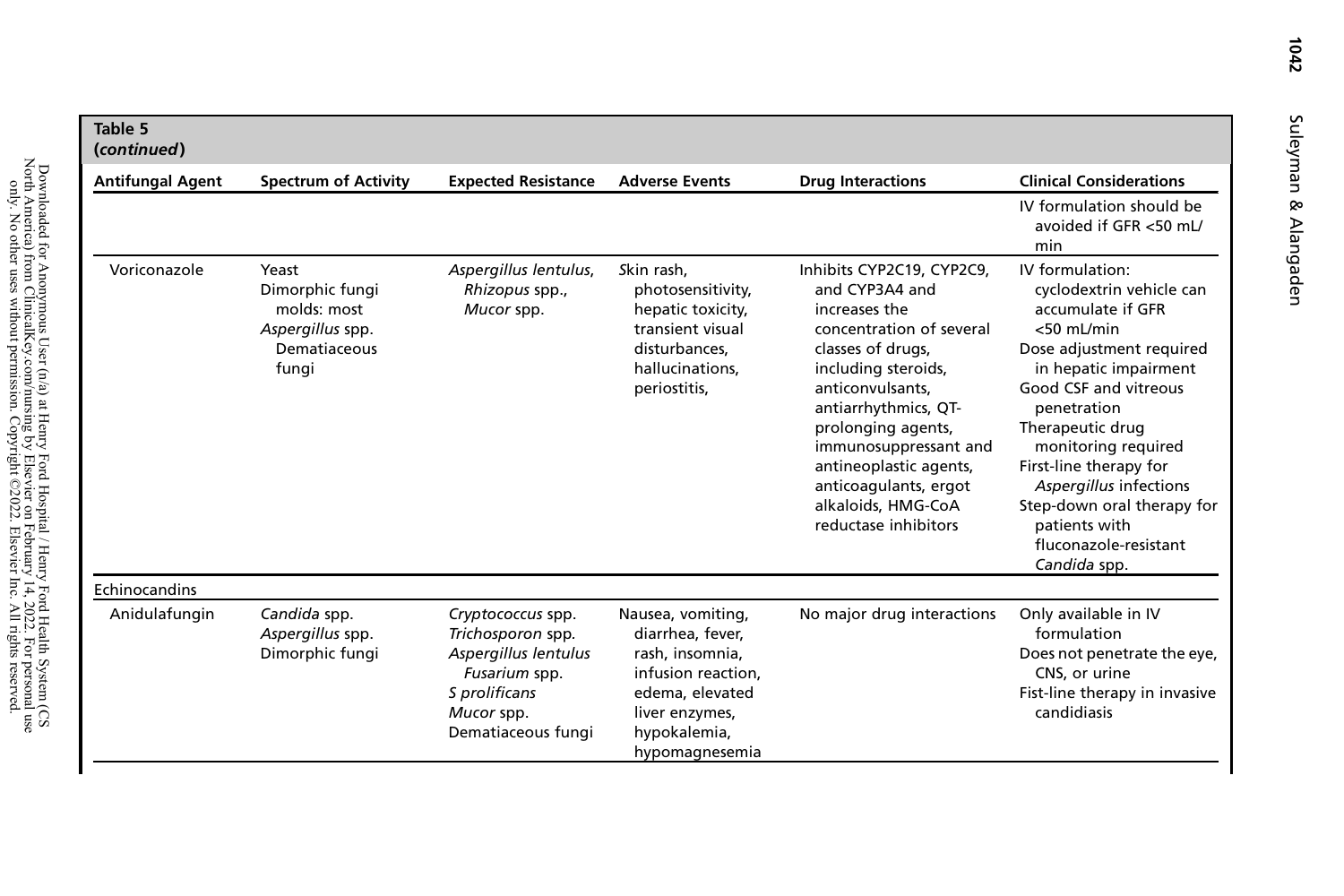**Table 5**
**(*continued*)**

| Antifungal Agent | Spectrum of Activity | Expected Resistance | Adverse Events | Drug Interactions | Clinical Considerations |
|---|---|---|---|---|---|
| | | | | | IV formulation should be avoided if GFR <50 mL/min |
| Voriconazole | Yeast<br>Dimorphic fungi<br>molds: most *Aspergillus* spp.<br>Dematiaceous fungi | *Aspergillus lentulus*, *Rhizopus* spp., *Mucor* spp. | Skin rash, photosensitivity, hepatic toxicity, transient visual disturbances, hallucinations, periostitis, | Inhibits CYP2C19, CYP2C9, and CYP3A4 and increases the concentration of several classes of drugs, including steroids, anticonvulsants, antiarrhythmics, QT-prolonging agents, immunosuppressant and antineoplastic agents, anticoagulants, ergot alkaloids, HMG-CoA reductase inhibitors | IV formulation: cyclodextrin vehicle can accumulate if GFR <50 mL/min<br>Dose adjustment required in hepatic impairment<br>Good CSF and vitreous penetration<br>Therapeutic drug monitoring required<br>First-line therapy for *Aspergillus* infections<br>Step-down oral therapy for patients with fluconazole-resistant *Candida* spp. |
| Echinocandins | | | | | |
| Anidulafungin | *Candida* spp.<br>*Aspergillus* spp.<br>Dimorphic fungi | *Cryptococcus* spp.<br>*Trichosporon* spp.<br>*Aspergillus lentulus*<br>*Fusarium* spp.<br>*S prolificans*<br>*Mucor* spp.<br>Dematiaceous fungi | Nausea, vomiting, diarrhea, fever, rash, insomnia, infusion reaction, edema, elevated liver enzymes, hypokalemia, hypomagnesemia | No major drug interactions | Only available in IV formulation<br>Does not penetrate the eye, CNS, or urine<br>Fist-line therapy in invasive candidiasis |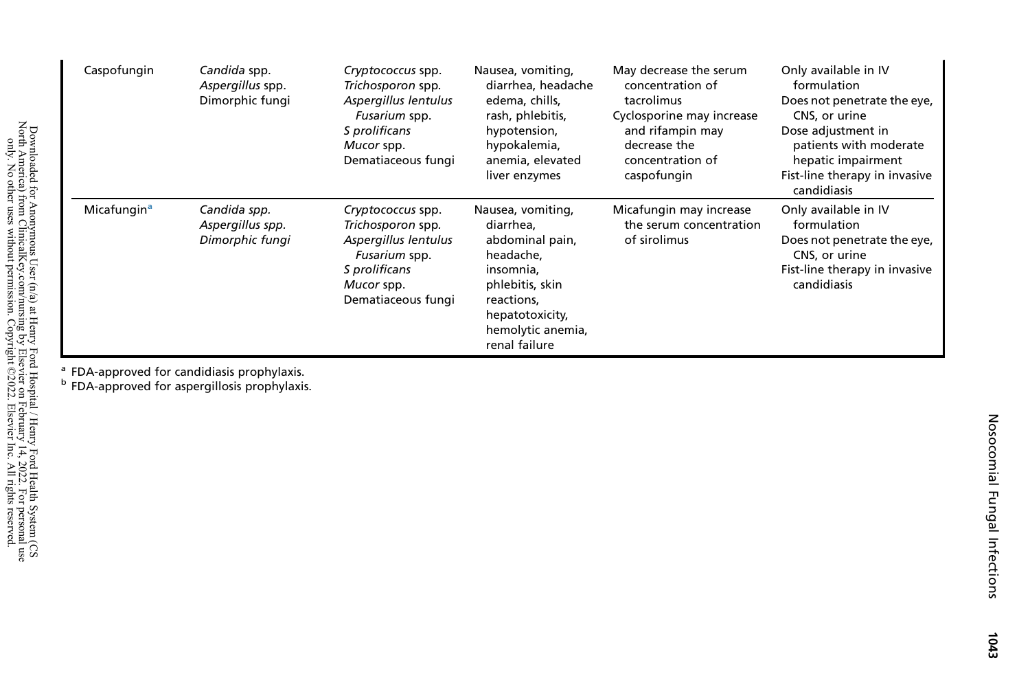| | | | | | |
|---|---|---|---|---|---|
| Caspofungin | *Candida* spp.<br>*Aspergillus* spp.<br>Dimorphic fungi | *Cryptococcus* spp.<br>*Trichosporon* spp.<br>*Aspergillus lentulus*<br>*Fusarium* spp.<br>*S prolificans*<br>*Mucor* spp.<br>Dematiaceous fungi | Nausea, vomiting, diarrhea, headache edema, chills, rash, phlebitis, hypotension, hypokalemia, anemia, elevated liver enzymes | May decrease the serum concentration of tacrolimus<br>Cyclosporine may increase and rifampin may decrease the concentration of caspofungin | Only available in IV formulation<br>Does not penetrate the eye, CNS, or urine<br>Dose adjustment in patients with moderate hepatic impairment<br>Fist-line therapy in invasive candidiasis |
| Micafungin[a] | *Candida spp.*<br>*Aspergillus spp.*<br>*Dimorphic fungi* | *Cryptococcus* spp.<br>*Trichosporon* spp.<br>*Aspergillus lentulus*<br>*Fusarium* spp.<br>*S prolificans*<br>*Mucor* spp.<br>Dematiaceous fungi | Nausea, vomiting, diarrhea, abdominal pain, headache, insomnia, phlebitis, skin reactions, hepatotoxicity, hemolytic anemia, renal failure | Micafungin may increase the serum concentration of sirolimus | Only available in IV formulation<br>Does not penetrate the eye, CNS, or urine<br>Fist-line therapy in invasive candidiasis |

[a] FDA-approved for candidiasis prophylaxis.
[b] FDA-approved for aspergillosis prophylaxis.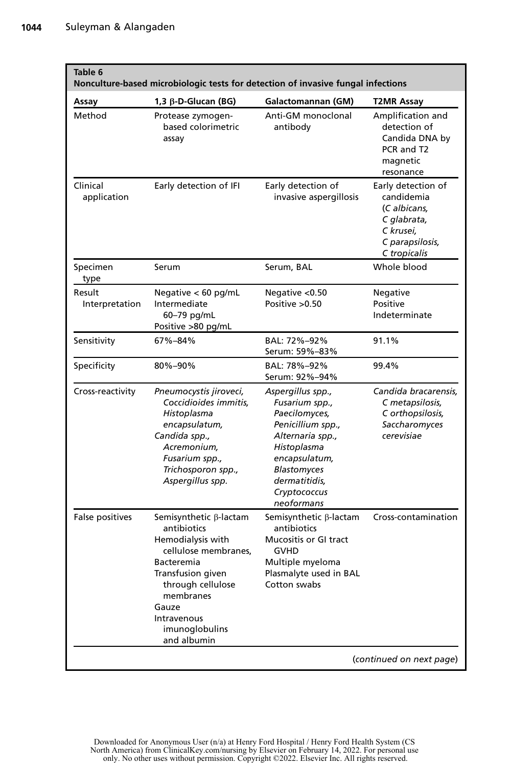**Table 6**
**Nonculture-based microbiologic tests for detection of invasive fungal infections**

| Assay | 1,3 β-D-Glucan (BG) | Galactomannan (GM) | T2MR Assay |
|---|---|---|---|
| Method | Protease zymogen-based colorimetric assay | Anti-GM monoclonal antibody | Amplification and detection of Candida DNA by PCR and T2 magnetic resonance |
| Clinical application | Early detection of IFI | Early detection of invasive aspergillosis | Early detection of candidemia (*C albicans, C glabrata, C krusei, C parapsilosis, C tropicalis* |
| Specimen type | Serum | Serum, BAL | Whole blood |
| Result Interpretation | Negative < 60 pg/mL<br>Intermediate 60–79 pg/mL<br>Positive >80 pg/mL | Negative <0.50<br>Positive >0.50 | Negative<br>Positive<br>Indeterminate |
| Sensitivity | 67%–84% | BAL: 72%–92%<br>Serum: 59%–83% | 91.1% |
| Specificity | 80%–90% | BAL: 78%–92%<br>Serum: 92%–94% | 99.4% |
| Cross-reactivity | *Pneumocystis jiroveci, Coccidioides immitis, Histoplasma encapsulatum, Candida spp., Acremonium, Fusarium spp., Trichosporon spp., Aspergillus spp.* | *Aspergillus spp., Fusarium spp., Paecilomyces, Penicillium spp., Alternaria spp., Histoplasma encapsulatum, Blastomyces dermatitidis, Cryptococcus neoformans* | *Candida bracarensis, C metapsilosis, C orthopsilosis, Saccharomyces cerevisiae* |
| False positives | Semisynthetic β-lactam antibiotics<br>Hemodialysis with cellulose membranes,<br>Bacteremia<br>Transfusion given through cellulose membranes<br>Gauze<br>Intravenous imunoglobulins and albumin | Semisynthetic β-lactam antibiotics<br>Mucositis or GI tract GVHD<br>Multiple myeloma<br>Plasmalyte used in BAL<br>Cotton swabs | Cross-contamination |

(*continued on next page*)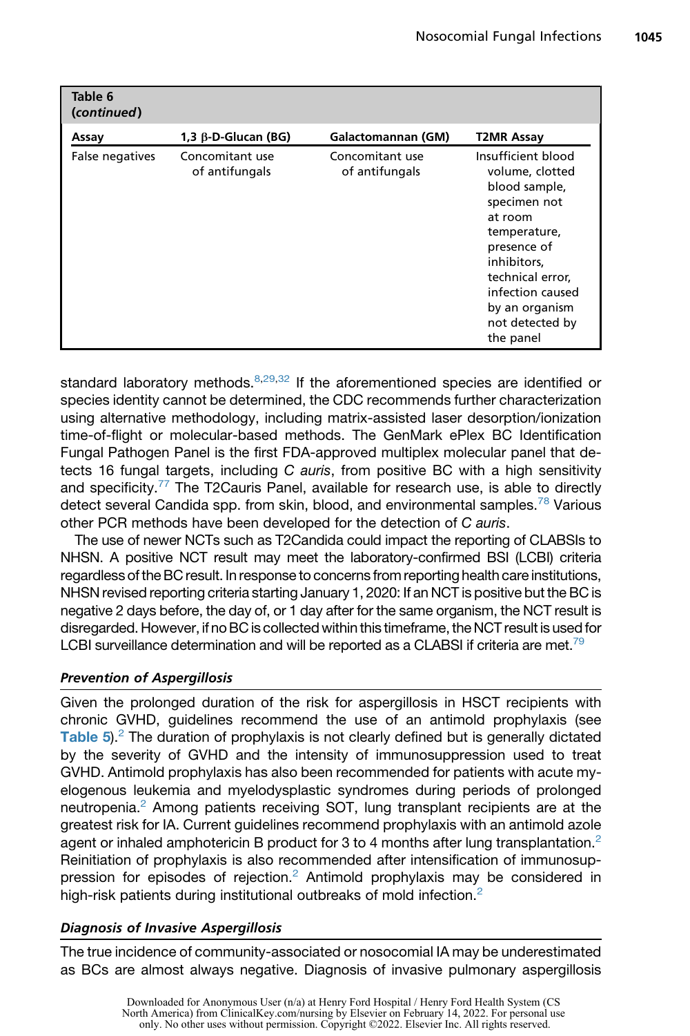**Table 6**
**(*continued*)**

| Assay | 1,3 β-D-Glucan (BG) | Galactomannan (GM) | T2MR Assay |
|---|---|---|---|
| False negatives | Concomitant use of antifungals | Concomitant use of antifungals | Insufficient blood volume, clotted blood sample, specimen not at room temperature, presence of inhibitors, technical error, infection caused by an organism not detected by the panel |

standard laboratory methods.[8,29,32] If the aforementioned species are identified or species identity cannot be determined, the CDC recommends further characterization using alternative methodology, including matrix-assisted laser desorption/ionization time-of-flight or molecular-based methods. The GenMark ePlex BC Identification Fungal Pathogen Panel is the first FDA-approved multiplex molecular panel that detects 16 fungal targets, including *C auris*, from positive BC with a high sensitivity and specificity.[77] The T2Cauris Panel, available for research use, is able to directly detect several Candida spp. from skin, blood, and environmental samples.[78] Various other PCR methods have been developed for the detection of *C auris*.

The use of newer NCTs such as T2Candida could impact the reporting of CLABSIs to NHSN. A positive NCT result may meet the laboratory-confirmed BSI (LCBI) criteria regardless of the BC result. In response to concerns from reporting health care institutions, NHSN revised reporting criteria starting January 1, 2020: If an NCT is positive but the BC is negative 2 days before, the day of, or 1 day after for the same organism, the NCT result is disregarded. However, if no BC is collected within this timeframe, the NCT result is used for LCBI surveillance determination and will be reported as a CLABSI if criteria are met.[79]

### *Prevention of Aspergillosis*

Given the prolonged duration of the risk for aspergillosis in HSCT recipients with chronic GVHD, guidelines recommend the use of an antimold prophylaxis (see **Table 5**).[2] The duration of prophylaxis is not clearly defined but is generally dictated by the severity of GVHD and the intensity of immunosuppression used to treat GVHD. Antimold prophylaxis has also been recommended for patients with acute myelogenous leukemia and myelodysplastic syndromes during periods of prolonged neutropenia.[2] Among patients receiving SOT, lung transplant recipients are at the greatest risk for IA. Current guidelines recommend prophylaxis with an antimold azole agent or inhaled amphotericin B product for 3 to 4 months after lung transplantation.[2] Reinitiation of prophylaxis is also recommended after intensification of immunosuppression for episodes of rejection.[2] Antimold prophylaxis may be considered in high-risk patients during institutional outbreaks of mold infection.[2]

### *Diagnosis of Invasive Aspergillosis*

The true incidence of community-associated or nosocomial IA may be underestimated as BCs are almost always negative. Diagnosis of invasive pulmonary aspergillosis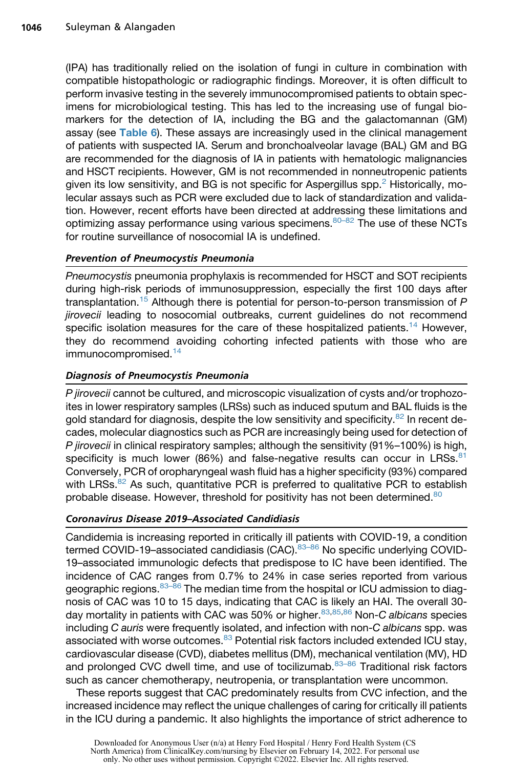(IPA) has traditionally relied on the isolation of fungi in culture in combination with compatible histopathologic or radiographic findings. Moreover, it is often difficult to perform invasive testing in the severely immunocompromised patients to obtain specimens for microbiological testing. This has led to the increasing use of fungal biomarkers for the detection of IA, including the BG and the galactomannan (GM) assay (see **Table 6**). These assays are increasingly used in the clinical management of patients with suspected IA. Serum and bronchoalveolar lavage (BAL) GM and BG are recommended for the diagnosis of IA in patients with hematologic malignancies and HSCT recipients. However, GM is not recommended in nonneutropenic patients given its low sensitivity, and BG is not specific for Aspergillus spp.[2] Historically, molecular assays such as PCR were excluded due to lack of standardization and validation. However, recent efforts have been directed at addressing these limitations and optimizing assay performance using various specimens.[80–82] The use of these NCTs for routine surveillance of nosocomial IA is undefined.

### *Prevention of Pneumocystis Pneumonia*

*Pneumocystis* pneumonia prophylaxis is recommended for HSCT and SOT recipients during high-risk periods of immunosuppression, especially the first 100 days after transplantation.[15] Although there is potential for person-to-person transmission of *P jirovecii* leading to nosocomial outbreaks, current guidelines do not recommend specific isolation measures for the care of these hospitalized patients.[14] However, they do recommend avoiding cohorting infected patients with those who are immunocompromised.[14]

### *Diagnosis of Pneumocystis Pneumonia*

*P jirovecii* cannot be cultured, and microscopic visualization of cysts and/or trophozoites in lower respiratory samples (LRSs) such as induced sputum and BAL fluids is the gold standard for diagnosis, despite the low sensitivity and specificity.[82] In recent decades, molecular diagnostics such as PCR are increasingly being used for detection of *P jirovecii* in clinical respiratory samples; although the sensitivity (91%–100%) is high, specificity is much lower (86%) and false-negative results can occur in LRSs.[81] Conversely, PCR of oropharyngeal wash fluid has a higher specificity (93%) compared with LRSs.[82] As such, quantitative PCR is preferred to qualitative PCR to establish probable disease. However, threshold for positivity has not been determined.[80]

### *Coronavirus Disease 2019–Associated Candidiasis*

Candidemia is increasing reported in critically ill patients with COVID-19, a condition termed COVID-19–associated candidiasis (CAC).[83–86] No specific underlying COVID-19–associated immunologic defects that predispose to IC have been identified. The incidence of CAC ranges from 0.7% to 24% in case series reported from various geographic regions.[83–86] The median time from the hospital or ICU admission to diagnosis of CAC was 10 to 15 days, indicating that CAC is likely an HAI. The overall 30-day mortality in patients with CAC was 50% or higher.[83,85,86] Non-*C albicans* species including *C auris* were frequently isolated, and infection with non-*C albicans* spp. was associated with worse outcomes.[83] Potential risk factors included extended ICU stay, cardiovascular disease (CVD), diabetes mellitus (DM), mechanical ventilation (MV), HD and prolonged CVC dwell time, and use of tocilizumab.[83–86] Traditional risk factors such as cancer chemotherapy, neutropenia, or transplantation were uncommon.

These reports suggest that CAC predominately results from CVC infection, and the increased incidence may reflect the unique challenges of caring for critically ill patients in the ICU during a pandemic. It also highlights the importance of strict adherence to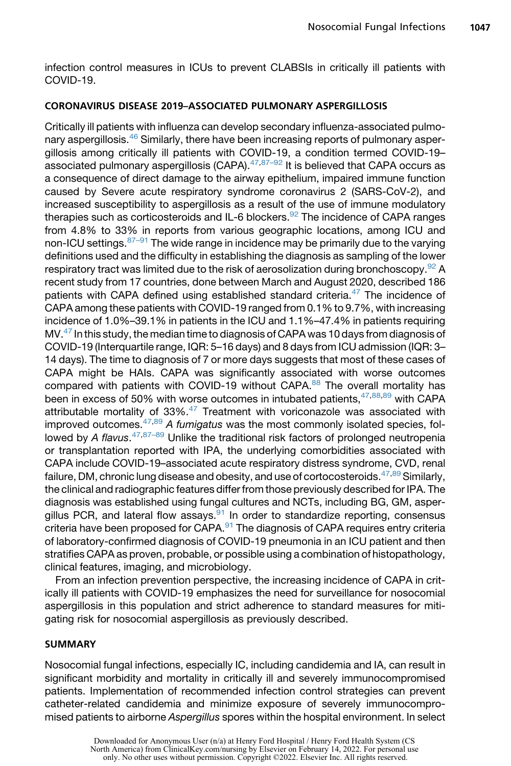infection control measures in ICUs to prevent CLABSIs in critically ill patients with COVID-19.

## CORONAVIRUS DISEASE 2019–ASSOCIATED PULMONARY ASPERGILLOSIS

Critically ill patients with influenza can develop secondary influenza-associated pulmonary aspergillosis.[46] Similarly, there have been increasing reports of pulmonary aspergillosis among critically ill patients with COVID-19, a condition termed COVID-19–associated pulmonary aspergillosis (CAPA).[47,87–92] It is believed that CAPA occurs as a consequence of direct damage to the airway epithelium, impaired immune function caused by Severe acute respiratory syndrome coronavirus 2 (SARS-CoV-2), and increased susceptibility to aspergillosis as a result of the use of immune modulatory therapies such as corticosteroids and IL-6 blockers.[92] The incidence of CAPA ranges from 4.8% to 33% in reports from various geographic locations, among ICU and non-ICU settings.[87–91] The wide range in incidence may be primarily due to the varying definitions used and the difficulty in establishing the diagnosis as sampling of the lower respiratory tract was limited due to the risk of aerosolization during bronchoscopy.[92] A recent study from 17 countries, done between March and August 2020, described 186 patients with CAPA defined using established standard criteria.[47] The incidence of CAPA among these patients with COVID-19 ranged from 0.1% to 9.7%, with increasing incidence of 1.0%–39.1% in patients in the ICU and 1.1%–47.4% in patients requiring MV.[47] In this study, the median time to diagnosis of CAPA was 10 days from diagnosis of COVID-19 (Interquartile range, IQR: 5–16 days) and 8 days from ICU admission (IQR: 3–14 days). The time to diagnosis of 7 or more days suggests that most of these cases of CAPA might be HAIs. CAPA was significantly associated with worse outcomes compared with patients with COVID-19 without CAPA.[88] The overall mortality has been in excess of 50% with worse outcomes in intubated patients,[47,88,89] with CAPA attributable mortality of 33%.[47] Treatment with voriconazole was associated with improved outcomes.[47,89] *A fumigatus* was the most commonly isolated species, followed by *A flavus*.[47,87–89] Unlike the traditional risk factors of prolonged neutropenia or transplantation reported with IPA, the underlying comorbidities associated with CAPA include COVID-19–associated acute respiratory distress syndrome, CVD, renal failure, DM, chronic lung disease and obesity, and use of cortocosteroids.[47,89] Similarly, the clinical and radiographic features differ from those previously described for IPA. The diagnosis was established using fungal cultures and NCTs, including BG, GM, aspergillus PCR, and lateral flow assays.[91] In order to standardize reporting, consensus criteria have been proposed for CAPA.[91] The diagnosis of CAPA requires entry criteria of laboratory-confirmed diagnosis of COVID-19 pneumonia in an ICU patient and then stratifies CAPA as proven, probable, or possible using a combination of histopathology, clinical features, imaging, and microbiology.

From an infection prevention perspective, the increasing incidence of CAPA in critically ill patients with COVID-19 emphasizes the need for surveillance for nosocomial aspergillosis in this population and strict adherence to standard measures for mitigating risk for nosocomial aspergillosis as previously described.

## SUMMARY

Nosocomial fungal infections, especially IC, including candidemia and IA, can result in significant morbidity and mortality in critically ill and severely immunocompromised patients. Implementation of recommended infection control strategies can prevent catheter-related candidemia and minimize exposure of severely immunocompromised patients to airborne *Aspergillus* spores within the hospital environment. In select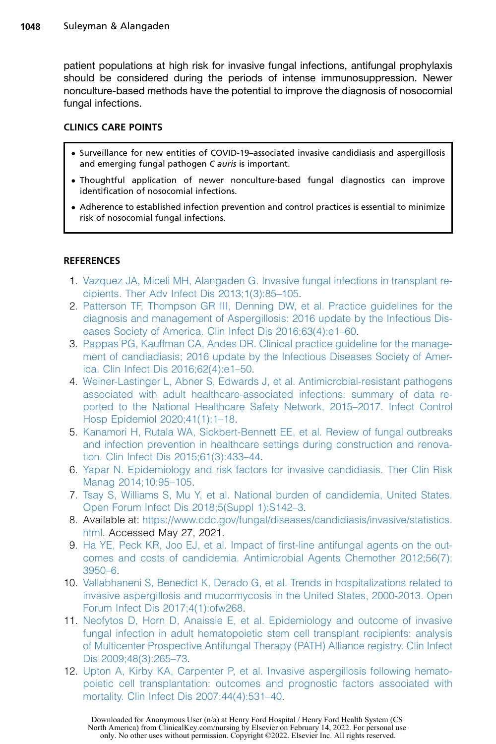patient populations at high risk for invasive fungal infections, antifungal prophylaxis should be considered during the periods of intense immunosuppression. Newer nonculture-based methods have the potential to improve the diagnosis of nosocomial fungal infections.

## CLINICS CARE POINTS

- Surveillance for new entities of COVID-19–associated invasive candidiasis and aspergillosis and emerging fungal pathogen *C auris* is important.
- Thoughtful application of newer nonculture-based fungal diagnostics can improve identification of nosocomial infections.
- Adherence to established infection prevention and control practices is essential to minimize risk of nosocomial fungal infections.

## REFERENCES

1. Vazquez JA, Miceli MH, Alangaden G. Invasive fungal infections in transplant recipients. Ther Adv Infect Dis 2013;1(3):85–105.
2. Patterson TF, Thompson GR III, Denning DW, et al. Practice guidelines for the diagnosis and management of Aspergillosis: 2016 update by the Infectious Diseases Society of America. Clin Infect Dis 2016;63(4):e1–60.
3. Pappas PG, Kauffman CA, Andes DR. Clinical practice guideline for the management of candiadiasis; 2016 update by the Infectious Diseases Society of America. Clin Infect Dis 2016;62(4):e1–50.
4. Weiner-Lastinger L, Abner S, Edwards J, et al. Antimicrobial-resistant pathogens associated with adult healthcare-associated infections: summary of data reported to the National Healthcare Safety Network, 2015–2017. Infect Control Hosp Epidemiol 2020;41(1):1–18.
5. Kanamori H, Rutala WA, Sickbert-Bennett EE, et al. Review of fungal outbreaks and infection prevention in healthcare settings during construction and renovation. Clin Infect Dis 2015;61(3):433–44.
6. Yapar N. Epidemiology and risk factors for invasive candidiasis. Ther Clin Risk Manag 2014;10:95–105.
7. Tsay S, Williams S, Mu Y, et al. National burden of candidemia, United States. Open Forum Infect Dis 2018;5(Suppl 1):S142–3.
8. Available at: https://www.cdc.gov/fungal/diseases/candidiasis/invasive/statistics.html. Accessed May 27, 2021.
9. Ha YE, Peck KR, Joo EJ, et al. Impact of first-line antifungal agents on the outcomes and costs of candidemia. Antimicrobial Agents Chemother 2012;56(7):3950–6.
10. Vallabhaneni S, Benedict K, Derado G, et al. Trends in hospitalizations related to invasive aspergillosis and mucormycosis in the United States, 2000-2013. Open Forum Infect Dis 2017;4(1):ofw268.
11. Neofytos D, Horn D, Anaissie E, et al. Epidemiology and outcome of invasive fungal infection in adult hematopoietic stem cell transplant recipients: analysis of Multicenter Prospective Antifungal Therapy (PATH) Alliance registry. Clin Infect Dis 2009;48(3):265–73.
12. Upton A, Kirby KA, Carpenter P, et al. Invasive aspergillosis following hematopoietic cell transplantation: outcomes and prognostic factors associated with mortality. Clin Infect Dis 2007;44(4):531–40.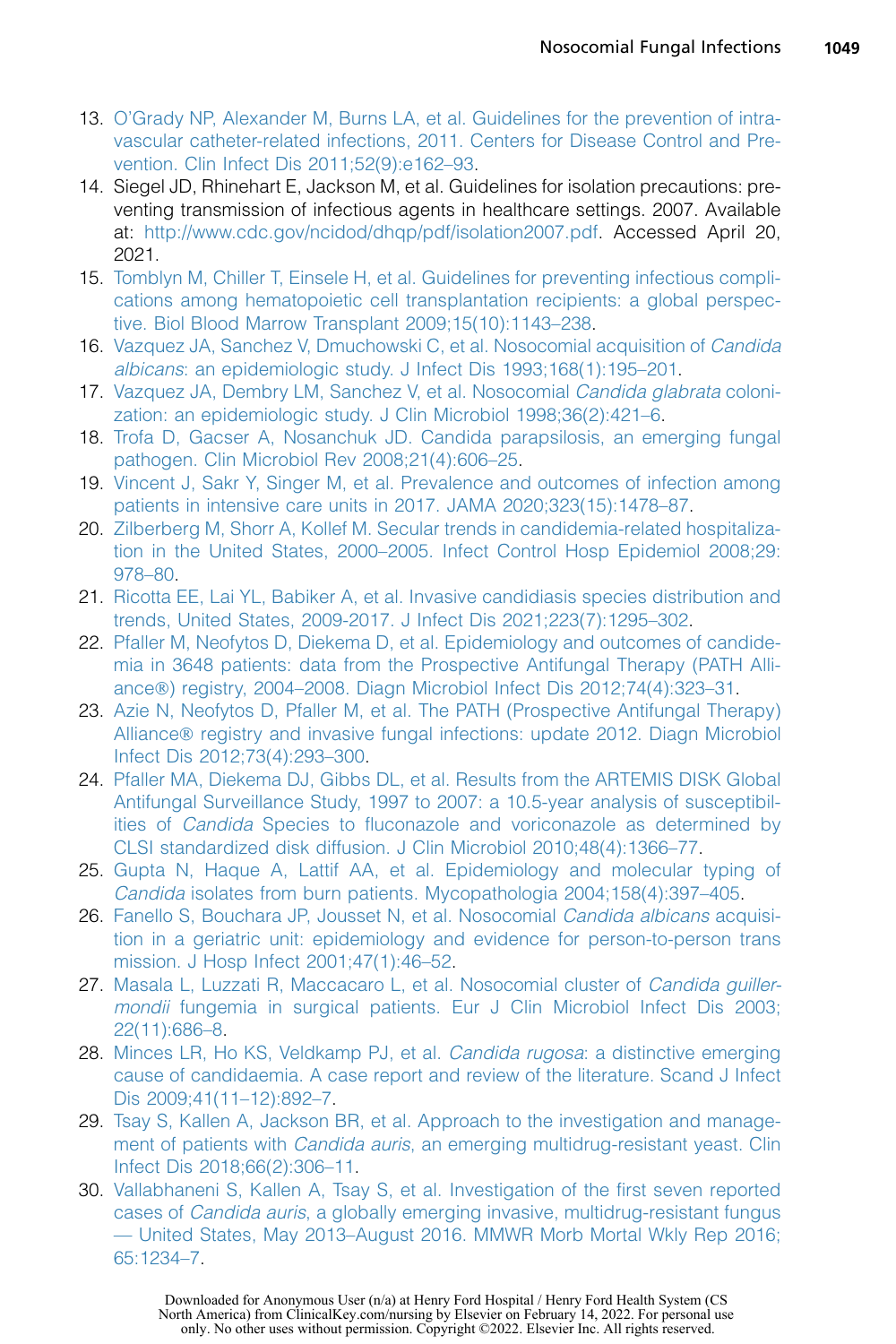13. O'Grady NP, Alexander M, Burns LA, et al. Guidelines for the prevention of intravascular catheter-related infections, 2011. Centers for Disease Control and Prevention. Clin Infect Dis 2011;52(9):e162–93.
14. Siegel JD, Rhinehart E, Jackson M, et al. Guidelines for isolation precautions: preventing transmission of infectious agents in healthcare settings. 2007. Available at: http://www.cdc.gov/ncidod/dhqp/pdf/isolation2007.pdf. Accessed April 20, 2021.
15. Tomblyn M, Chiller T, Einsele H, et al. Guidelines for preventing infectious complications among hematopoietic cell transplantation recipients: a global perspective. Biol Blood Marrow Transplant 2009;15(10):1143–238.
16. Vazquez JA, Sanchez V, Dmuchowski C, et al. Nosocomial acquisition of *Candida albicans*: an epidemiologic study. J Infect Dis 1993;168(1):195–201.
17. Vazquez JA, Dembry LM, Sanchez V, et al. Nosocomial *Candida glabrata* colonization: an epidemiologic study. J Clin Microbiol 1998;36(2):421–6.
18. Trofa D, Gacser A, Nosanchuk JD. Candida parapsilosis, an emerging fungal pathogen. Clin Microbiol Rev 2008;21(4):606–25.
19. Vincent J, Sakr Y, Singer M, et al. Prevalence and outcomes of infection among patients in intensive care units in 2017. JAMA 2020;323(15):1478–87.
20. Zilberberg M, Shorr A, Kollef M. Secular trends in candidemia-related hospitalization in the United States, 2000–2005. Infect Control Hosp Epidemiol 2008;29:978–80.
21. Ricotta EE, Lai YL, Babiker A, et al. Invasive candidiasis species distribution and trends, United States, 2009-2017. J Infect Dis 2021;223(7):1295–302.
22. Pfaller M, Neofytos D, Diekema D, et al. Epidemiology and outcomes of candidemia in 3648 patients: data from the Prospective Antifungal Therapy (PATH Alliance®) registry, 2004–2008. Diagn Microbiol Infect Dis 2012;74(4):323–31.
23. Azie N, Neofytos D, Pfaller M, et al. The PATH (Prospective Antifungal Therapy) Alliance® registry and invasive fungal infections: update 2012. Diagn Microbiol Infect Dis 2012;73(4):293–300.
24. Pfaller MA, Diekema DJ, Gibbs DL, et al. Results from the ARTEMIS DISK Global Antifungal Surveillance Study, 1997 to 2007: a 10.5-year analysis of susceptibilities of *Candida* Species to fluconazole and voriconazole as determined by CLSI standardized disk diffusion. J Clin Microbiol 2010;48(4):1366–77.
25. Gupta N, Haque A, Lattif AA, et al. Epidemiology and molecular typing of *Candida* isolates from burn patients. Mycopathologia 2004;158(4):397–405.
26. Fanello S, Bouchara JP, Jousset N, et al. Nosocomial *Candida albicans* acquisition in a geriatric unit: epidemiology and evidence for person-to-person trans mission. J Hosp Infect 2001;47(1):46–52.
27. Masala L, Luzzati R, Maccacaro L, et al. Nosocomial cluster of *Candida guillermondii* fungemia in surgical patients. Eur J Clin Microbiol Infect Dis 2003;22(11):686–8.
28. Minces LR, Ho KS, Veldkamp PJ, et al. *Candida rugosa*: a distinctive emerging cause of candidaemia. A case report and review of the literature. Scand J Infect Dis 2009;41(11–12):892–7.
29. Tsay S, Kallen A, Jackson BR, et al. Approach to the investigation and management of patients with *Candida auris*, an emerging multidrug-resistant yeast. Clin Infect Dis 2018;66(2):306–11.
30. Vallabhaneni S, Kallen A, Tsay S, et al. Investigation of the first seven reported cases of *Candida auris*, a globally emerging invasive, multidrug-resistant fungus — United States, May 2013–August 2016. MMWR Morb Mortal Wkly Rep 2016;65:1234–7.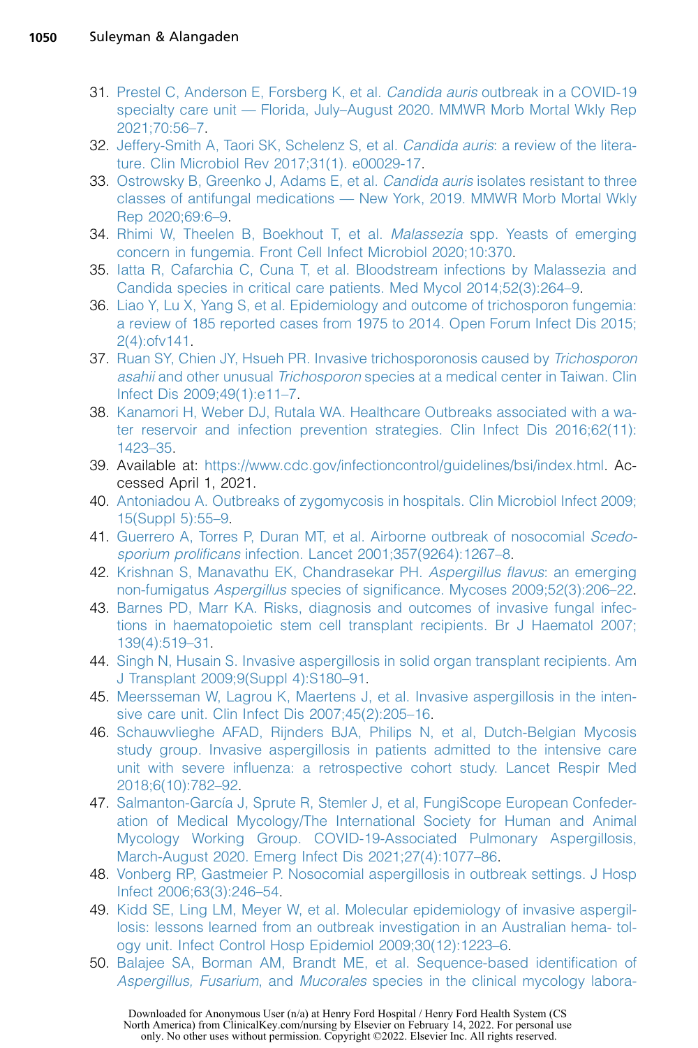31. Prestel C, Anderson E, Forsberg K, et al. *Candida auris* outbreak in a COVID-19 specialty care unit — Florida, July–August 2020. MMWR Morb Mortal Wkly Rep 2021;70:56–7.
32. Jeffery-Smith A, Taori SK, Schelenz S, et al. *Candida auris*: a review of the literature. Clin Microbiol Rev 2017;31(1). e00029-17.
33. Ostrowsky B, Greenko J, Adams E, et al. *Candida auris* isolates resistant to three classes of antifungal medications — New York, 2019. MMWR Morb Mortal Wkly Rep 2020;69:6–9.
34. Rhimi W, Theelen B, Boekhout T, et al. *Malassezia* spp. Yeasts of emerging concern in fungemia. Front Cell Infect Microbiol 2020;10:370.
35. Iatta R, Cafarchia C, Cuna T, et al. Bloodstream infections by Malassezia and Candida species in critical care patients. Med Mycol 2014;52(3):264–9.
36. Liao Y, Lu X, Yang S, et al. Epidemiology and outcome of trichosporon fungemia: a review of 185 reported cases from 1975 to 2014. Open Forum Infect Dis 2015;2(4):ofv141.
37. Ruan SY, Chien JY, Hsueh PR. Invasive trichosporonosis caused by *Trichosporon asahii* and other unusual *Trichosporon* species at a medical center in Taiwan. Clin Infect Dis 2009;49(1):e11–7.
38. Kanamori H, Weber DJ, Rutala WA. Healthcare Outbreaks associated with a water reservoir and infection prevention strategies. Clin Infect Dis 2016;62(11):1423–35.
39. Available at: https://www.cdc.gov/infectioncontrol/guidelines/bsi/index.html. Accessed April 1, 2021.
40. Antoniadou A. Outbreaks of zygomycosis in hospitals. Clin Microbiol Infect 2009;15(Suppl 5):55–9.
41. Guerrero A, Torres P, Duran MT, et al. Airborne outbreak of nosocomial *Scedosporium prolificans* infection. Lancet 2001;357(9264):1267–8.
42. Krishnan S, Manavathu EK, Chandrasekar PH. *Aspergillus flavus*: an emerging non-fumigatus *Aspergillus* species of significance. Mycoses 2009;52(3):206–22.
43. Barnes PD, Marr KA. Risks, diagnosis and outcomes of invasive fungal infections in haematopoietic stem cell transplant recipients. Br J Haematol 2007;139(4):519–31.
44. Singh N, Husain S. Invasive aspergillosis in solid organ transplant recipients. Am J Transplant 2009;9(Suppl 4):S180–91.
45. Meersseman W, Lagrou K, Maertens J, et al. Invasive aspergillosis in the intensive care unit. Clin Infect Dis 2007;45(2):205–16.
46. Schauwvlieghe AFAD, Rijnders BJA, Philips N, et al, Dutch-Belgian Mycosis study group. Invasive aspergillosis in patients admitted to the intensive care unit with severe influenza: a retrospective cohort study. Lancet Respir Med 2018;6(10):782–92.
47. Salmanton-García J, Sprute R, Stemler J, et al, FungiScope European Confederation of Medical Mycology/The International Society for Human and Animal Mycology Working Group. COVID-19-Associated Pulmonary Aspergillosis, March-August 2020. Emerg Infect Dis 2021;27(4):1077–86.
48. Vonberg RP, Gastmeier P. Nosocomial aspergillosis in outbreak settings. J Hosp Infect 2006;63(3):246–54.
49. Kidd SE, Ling LM, Meyer W, et al. Molecular epidemiology of invasive aspergillosis: lessons learned from an outbreak investigation in an Australian hema- tology unit. Infect Control Hosp Epidemiol 2009;30(12):1223–6.
50. Balajee SA, Borman AM, Brandt ME, et al. Sequence-based identification of *Aspergillus, Fusarium*, and *Mucorales* species in the clinical mycology labora-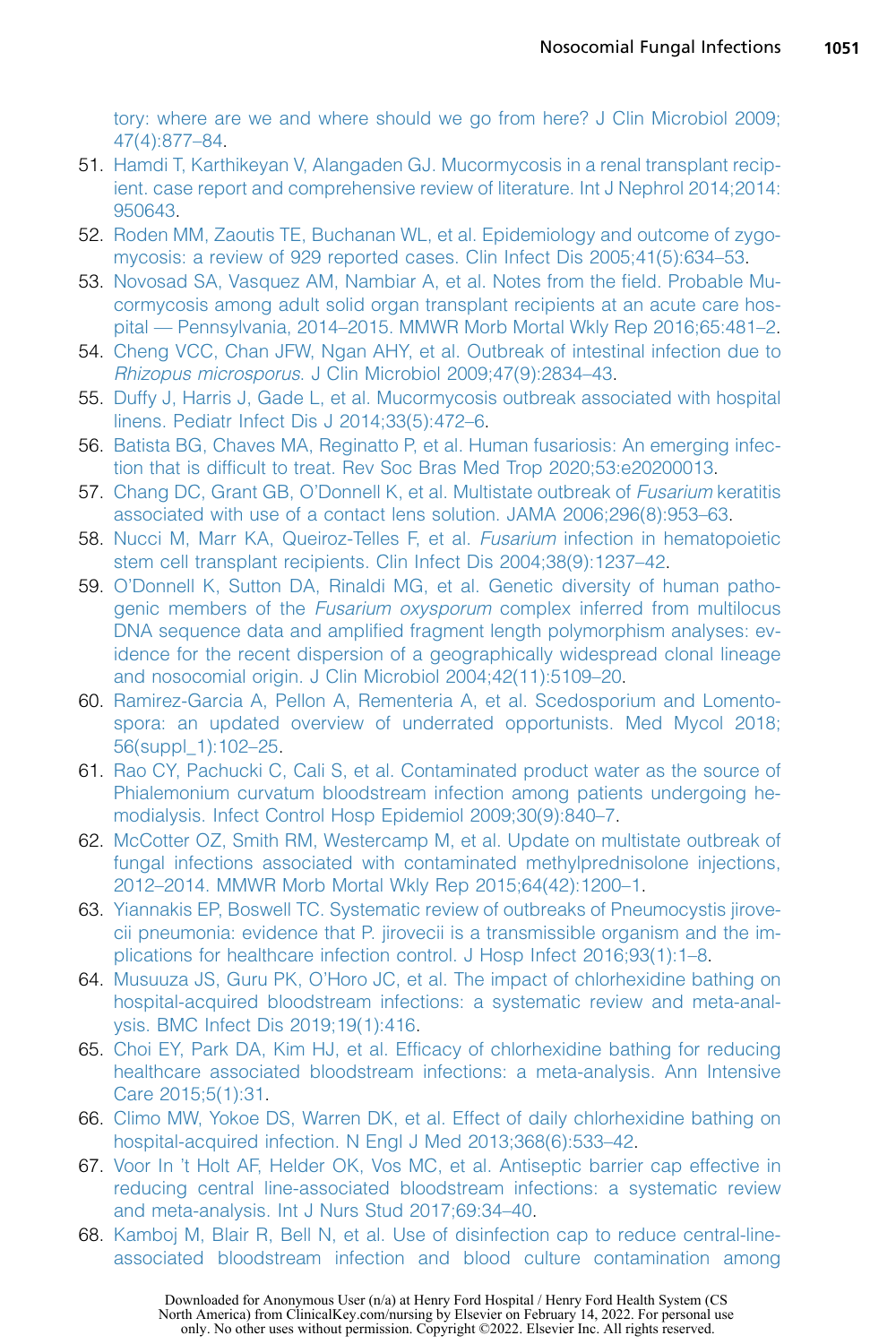tory: where are we and where should we go from here? J Clin Microbiol 2009;47(4):877–84.

51. Hamdi T, Karthikeyan V, Alangaden GJ. Mucormycosis in a renal transplant recipient. case report and comprehensive review of literature. Int J Nephrol 2014;2014:950643.
52. Roden MM, Zaoutis TE, Buchanan WL, et al. Epidemiology and outcome of zygomycosis: a review of 929 reported cases. Clin Infect Dis 2005;41(5):634–53.
53. Novosad SA, Vasquez AM, Nambiar A, et al. Notes from the field. Probable Mucormycosis among adult solid organ transplant recipients at an acute care hospital — Pennsylvania, 2014–2015. MMWR Morb Mortal Wkly Rep 2016;65:481–2.
54. Cheng VCC, Chan JFW, Ngan AHY, et al. Outbreak of intestinal infection due to *Rhizopus microsporus*. J Clin Microbiol 2009;47(9):2834–43.
55. Duffy J, Harris J, Gade L, et al. Mucormycosis outbreak associated with hospital linens. Pediatr Infect Dis J 2014;33(5):472–6.
56. Batista BG, Chaves MA, Reginatto P, et al. Human fusariosis: An emerging infection that is difficult to treat. Rev Soc Bras Med Trop 2020;53:e20200013.
57. Chang DC, Grant GB, O'Donnell K, et al. Multistate outbreak of *Fusarium* keratitis associated with use of a contact lens solution. JAMA 2006;296(8):953–63.
58. Nucci M, Marr KA, Queiroz-Telles F, et al. *Fusarium* infection in hematopoietic stem cell transplant recipients. Clin Infect Dis 2004;38(9):1237–42.
59. O'Donnell K, Sutton DA, Rinaldi MG, et al. Genetic diversity of human pathogenic members of the *Fusarium oxysporum* complex inferred from multilocus DNA sequence data and amplified fragment length polymorphism analyses: evidence for the recent dispersion of a geographically widespread clonal lineage and nosocomial origin. J Clin Microbiol 2004;42(11):5109–20.
60. Ramirez-Garcia A, Pellon A, Rementeria A, et al. Scedosporium and Lomentospora: an updated overview of underrated opportunists. Med Mycol 2018;56(suppl_1):102–25.
61. Rao CY, Pachucki C, Cali S, et al. Contaminated product water as the source of Phialemonium curvatum bloodstream infection among patients undergoing hemodialysis. Infect Control Hosp Epidemiol 2009;30(9):840–7.
62. McCotter OZ, Smith RM, Westercamp M, et al. Update on multistate outbreak of fungal infections associated with contaminated methylprednisolone injections, 2012–2014. MMWR Morb Mortal Wkly Rep 2015;64(42):1200–1.
63. Yiannakis EP, Boswell TC. Systematic review of outbreaks of Pneumocystis jirovecii pneumonia: evidence that P. jirovecii is a transmissible organism and the implications for healthcare infection control. J Hosp Infect 2016;93(1):1–8.
64. Musuuza JS, Guru PK, O'Horo JC, et al. The impact of chlorhexidine bathing on hospital-acquired bloodstream infections: a systematic review and meta-analysis. BMC Infect Dis 2019;19(1):416.
65. Choi EY, Park DA, Kim HJ, et al. Efficacy of chlorhexidine bathing for reducing healthcare associated bloodstream infections: a meta-analysis. Ann Intensive Care 2015;5(1):31.
66. Climo MW, Yokoe DS, Warren DK, et al. Effect of daily chlorhexidine bathing on hospital-acquired infection. N Engl J Med 2013;368(6):533–42.
67. Voor In 't Holt AF, Helder OK, Vos MC, et al. Antiseptic barrier cap effective in reducing central line-associated bloodstream infections: a systematic review and meta-analysis. Int J Nurs Stud 2017;69:34–40.
68. Kamboj M, Blair R, Bell N, et al. Use of disinfection cap to reduce central-line-associated bloodstream infection and blood culture contamination among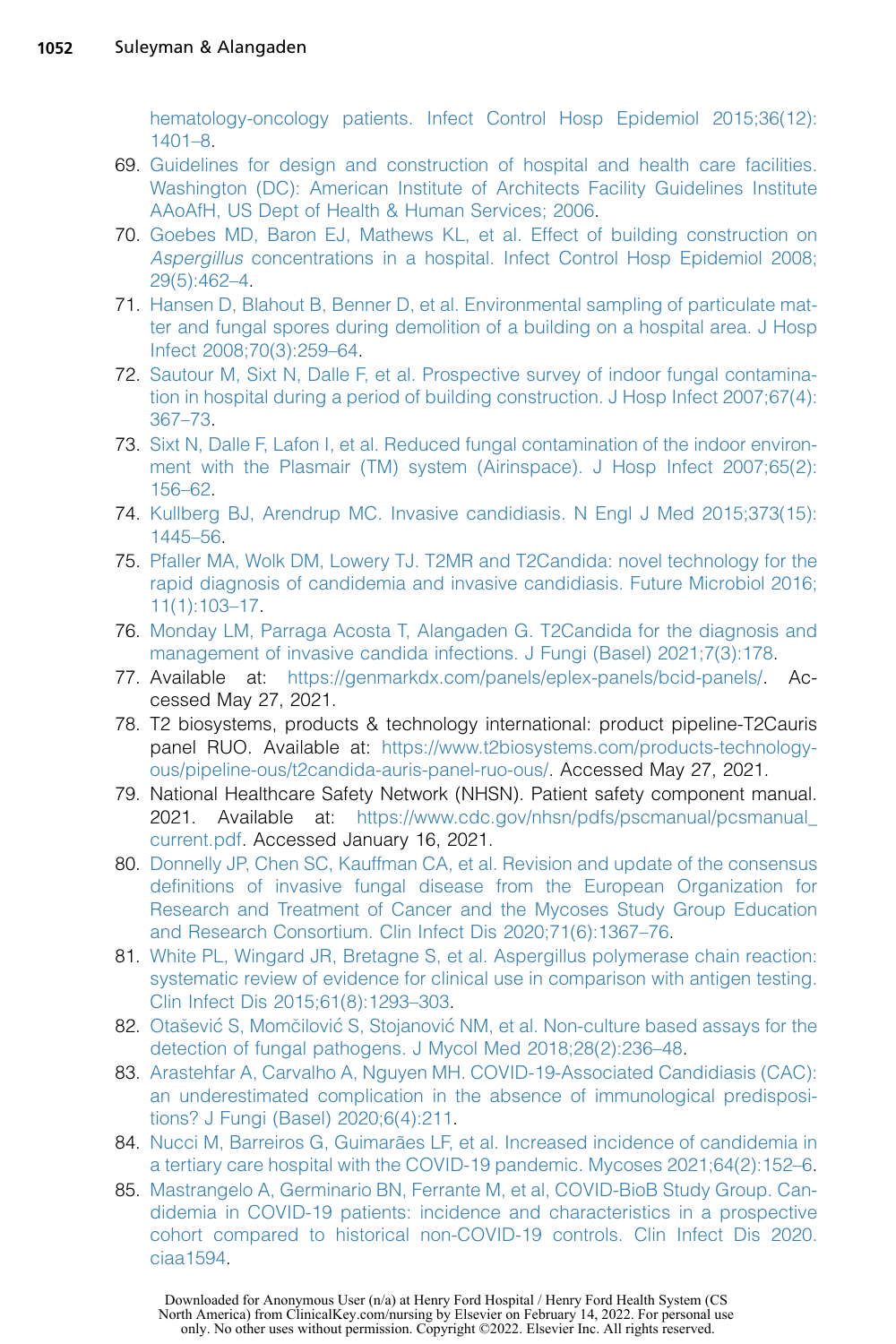hematology-oncology patients. Infect Control Hosp Epidemiol 2015;36(12):1401–8.

69. Guidelines for design and construction of hospital and health care facilities. Washington (DC): American Institute of Architects Facility Guidelines Institute AAoAfH, US Dept of Health & Human Services; 2006.
70. Goebes MD, Baron EJ, Mathews KL, et al. Effect of building construction on *Aspergillus* concentrations in a hospital. Infect Control Hosp Epidemiol 2008;29(5):462–4.
71. Hansen D, Blahout B, Benner D, et al. Environmental sampling of particulate matter and fungal spores during demolition of a building on a hospital area. J Hosp Infect 2008;70(3):259–64.
72. Sautour M, Sixt N, Dalle F, et al. Prospective survey of indoor fungal contamination in hospital during a period of building construction. J Hosp Infect 2007;67(4):367–73.
73. Sixt N, Dalle F, Lafon I, et al. Reduced fungal contamination of the indoor environment with the Plasmair (TM) system (Airinspace). J Hosp Infect 2007;65(2):156–62.
74. Kullberg BJ, Arendrup MC. Invasive candidiasis. N Engl J Med 2015;373(15):1445–56.
75. Pfaller MA, Wolk DM, Lowery TJ. T2MR and T2Candida: novel technology for the rapid diagnosis of candidemia and invasive candidiasis. Future Microbiol 2016;11(1):103–17.
76. Monday LM, Parraga Acosta T, Alangaden G. T2Candida for the diagnosis and management of invasive candida infections. J Fungi (Basel) 2021;7(3):178.
77. Available at: https://genmarkdx.com/panels/eplex-panels/bcid-panels/. Accessed May 27, 2021.
78. T2 biosystems, products & technology international: product pipeline-T2Cauris panel RUO. Available at: https://www.t2biosystems.com/products-technology-ous/pipeline-ous/t2candida-auris-panel-ruo-ous/. Accessed May 27, 2021.
79. National Healthcare Safety Network (NHSN). Patient safety component manual. 2021. Available at: https://www.cdc.gov/nhsn/pdfs/pscmanual/pcsmanual_current.pdf. Accessed January 16, 2021.
80. Donnelly JP, Chen SC, Kauffman CA, et al. Revision and update of the consensus definitions of invasive fungal disease from the European Organization for Research and Treatment of Cancer and the Mycoses Study Group Education and Research Consortium. Clin Infect Dis 2020;71(6):1367–76.
81. White PL, Wingard JR, Bretagne S, et al. Aspergillus polymerase chain reaction: systematic review of evidence for clinical use in comparison with antigen testing. Clin Infect Dis 2015;61(8):1293–303.
82. Otašević S, Momčilović S, Stojanović NM, et al. Non-culture based assays for the detection of fungal pathogens. J Mycol Med 2018;28(2):236–48.
83. Arastehfar A, Carvalho A, Nguyen MH. COVID-19-Associated Candidiasis (CAC): an underestimated complication in the absence of immunological predispositions? J Fungi (Basel) 2020;6(4):211.
84. Nucci M, Barreiros G, Guimarães LF, et al. Increased incidence of candidemia in a tertiary care hospital with the COVID-19 pandemic. Mycoses 2021;64(2):152–6.
85. Mastrangelo A, Germinario BN, Ferrante M, et al, COVID-BioB Study Group. Candidemia in COVID-19 patients: incidence and characteristics in a prospective cohort compared to historical non-COVID-19 controls. Clin Infect Dis 2020. ciaa1594.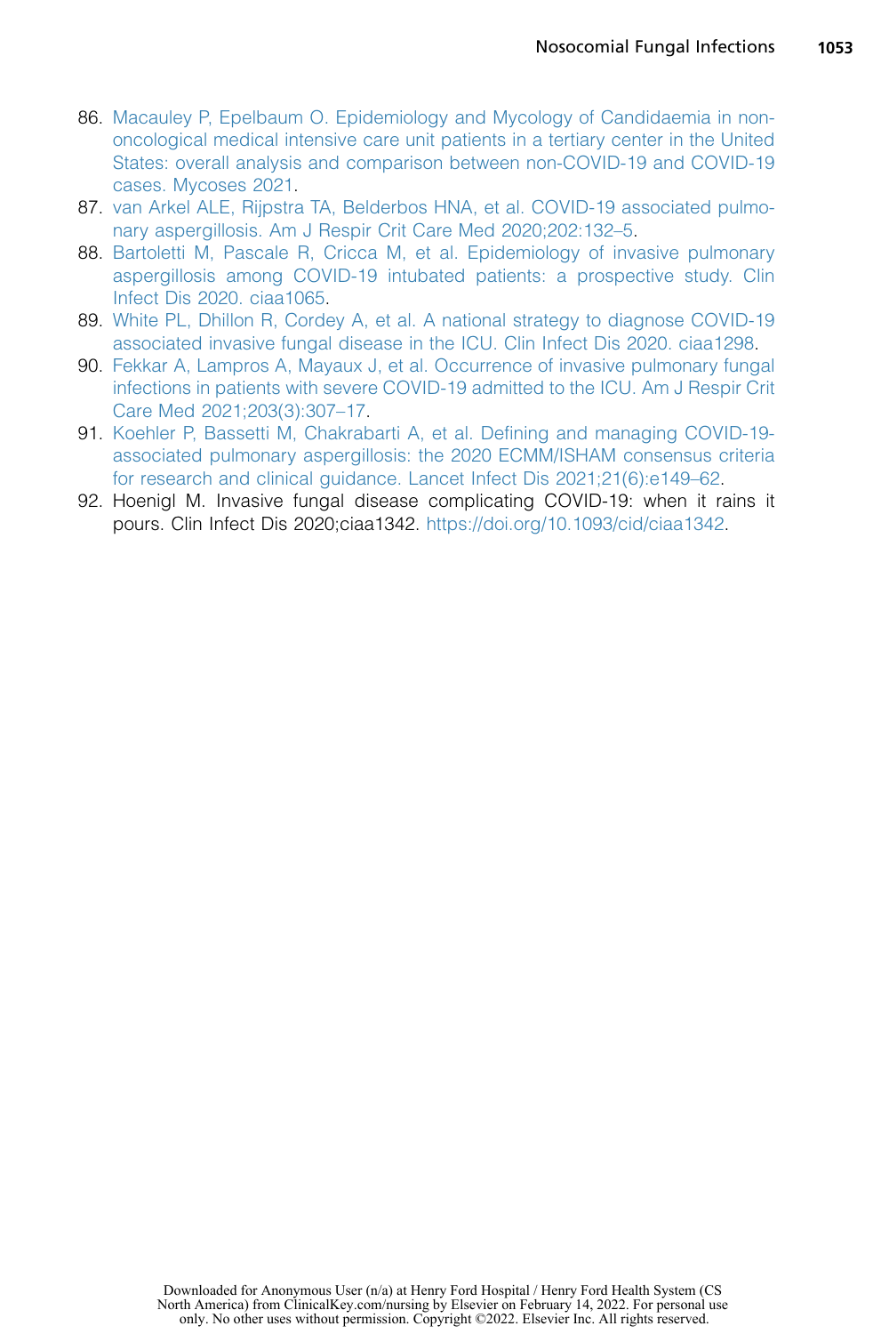86. Macauley P, Epelbaum O. Epidemiology and Mycology of Candidaemia in non-oncological medical intensive care unit patients in a tertiary center in the United States: overall analysis and comparison between non-COVID-19 and COVID-19 cases. Mycoses 2021.
87. van Arkel ALE, Rijpstra TA, Belderbos HNA, et al. COVID-19 associated pulmonary aspergillosis. Am J Respir Crit Care Med 2020;202:132–5.
88. Bartoletti M, Pascale R, Cricca M, et al. Epidemiology of invasive pulmonary aspergillosis among COVID-19 intubated patients: a prospective study. Clin Infect Dis 2020. ciaa1065.
89. White PL, Dhillon R, Cordey A, et al. A national strategy to diagnose COVID-19 associated invasive fungal disease in the ICU. Clin Infect Dis 2020. ciaa1298.
90. Fekkar A, Lampros A, Mayaux J, et al. Occurrence of invasive pulmonary fungal infections in patients with severe COVID-19 admitted to the ICU. Am J Respir Crit Care Med 2021;203(3):307–17.
91. Koehler P, Bassetti M, Chakrabarti A, et al. Defining and managing COVID-19-associated pulmonary aspergillosis: the 2020 ECMM/ISHAM consensus criteria for research and clinical guidance. Lancet Infect Dis 2021;21(6):e149–62.
92. Hoenigl M. Invasive fungal disease complicating COVID-19: when it rains it pours. Clin Infect Dis 2020;ciaa1342. https://doi.org/10.1093/cid/ciaa1342.